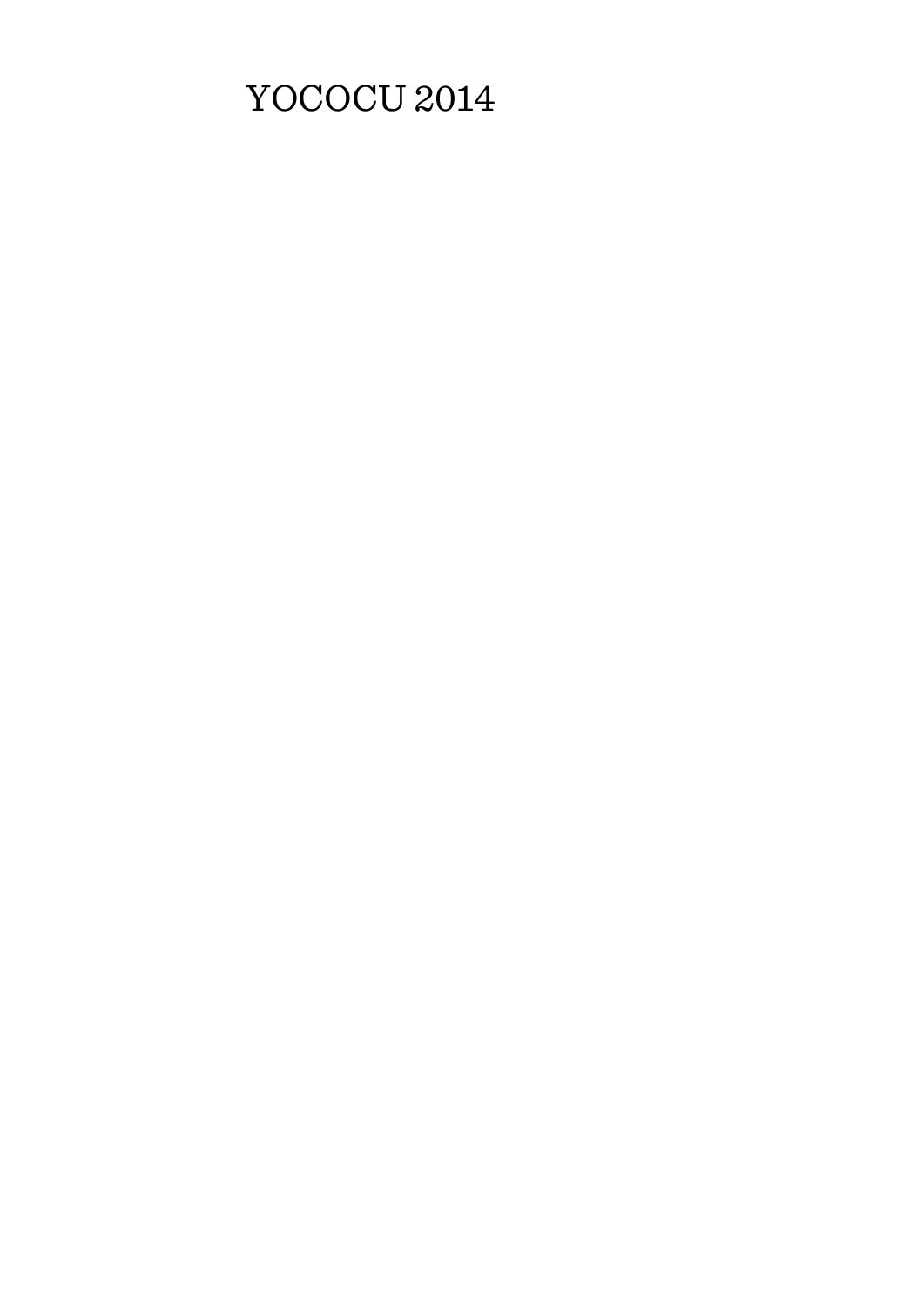# YOCOCU 2014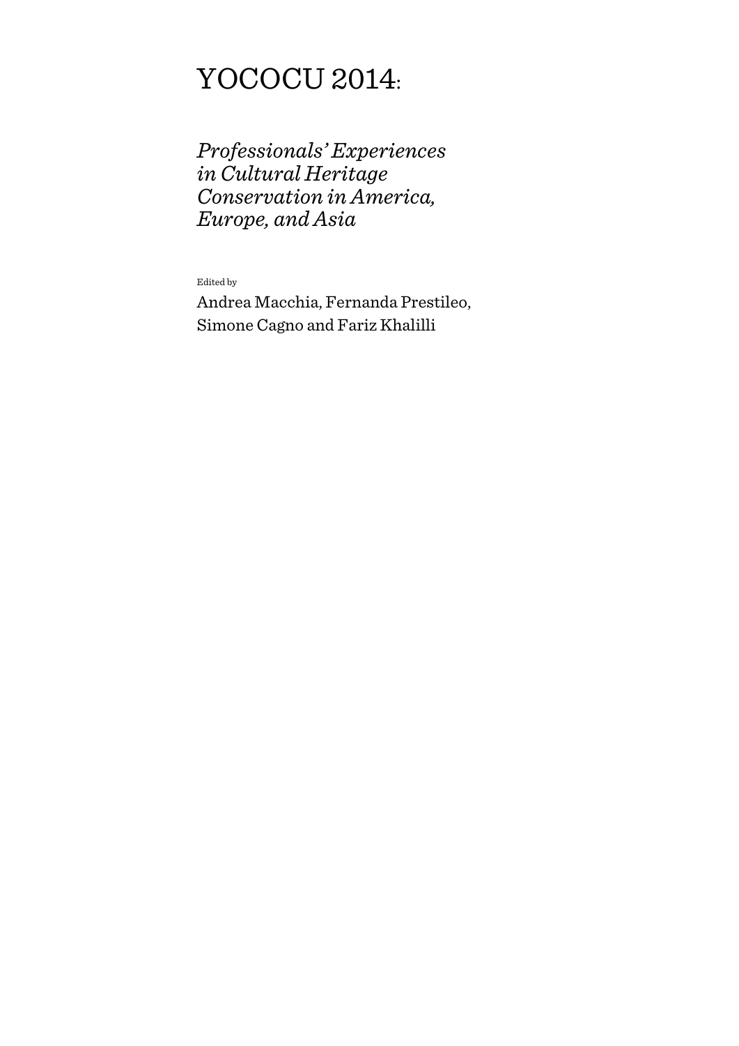# YOCOCU 2014:

*Professionals' Experiences in Cultural Heritage Conservation in America, Europe, and Asia*

Edited by

Andrea Macchia, Fernanda Prestileo, Simone Cagno and Fariz Khalilli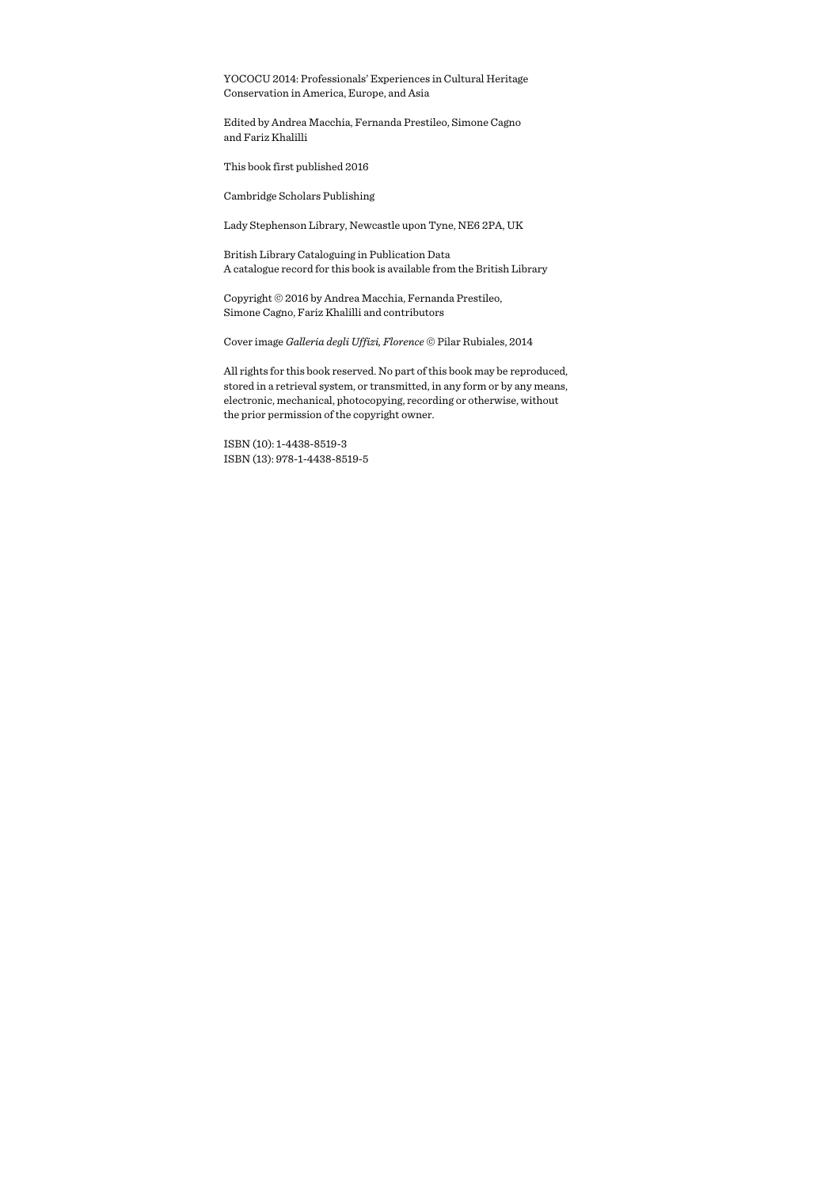YOCOCU 2014: Professionals' Experiences in Cultural Heritage Conservation in America, Europe, and Asia

Edited by Andrea Macchia, Fernanda Prestileo, Simone Cagno and Fariz Khalilli

This book first published 2016

Cambridge Scholars Publishing

Lady Stephenson Library, Newcastle upon Tyne, NE6 2PA, UK

British Library Cataloguing in Publication Data
A catalogue record for this book is available from the British Library

Copyright © 2016 by Andrea Macchia, Fernanda Prestileo, Simone Cagno, Fariz Khalilli and contributors

Cover image *Galleria degli Uffizi, Florence* © Pilar Rubiales, 2014

All rights for this book reserved. No part of this book may be reproduced, stored in a retrieval system, or transmitted, in any form or by any means, electronic, mechanical, photocopying, recording or otherwise, without the prior permission of the copyright owner.

ISBN (10): 1-4438-8519-3
ISBN (13): 978-1-4438-8519-5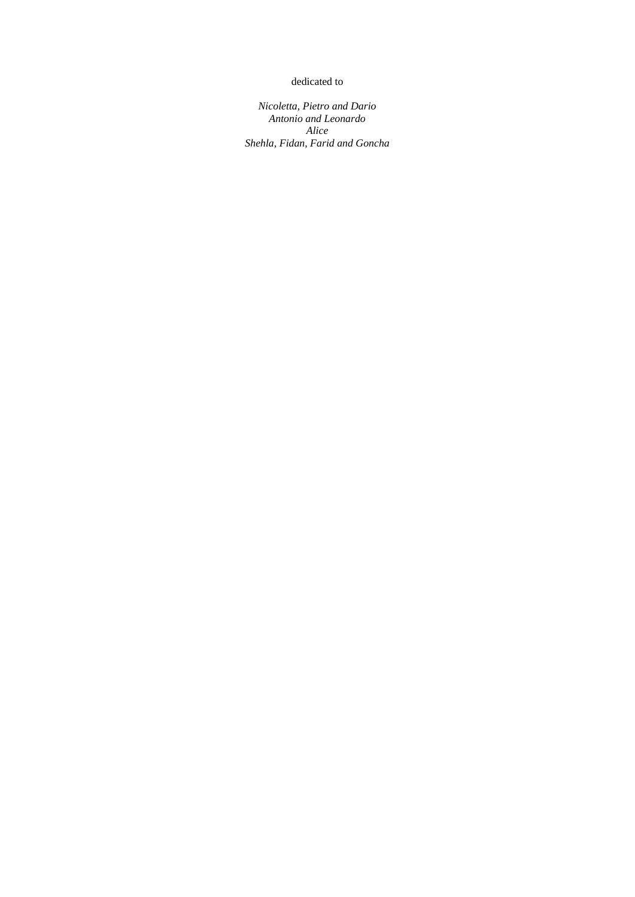dedicated to

*Nicoletta, Pietro and Dario*
*Antonio and Leonardo*
*Alice*
*Shehla, Fidan, Farid and Goncha*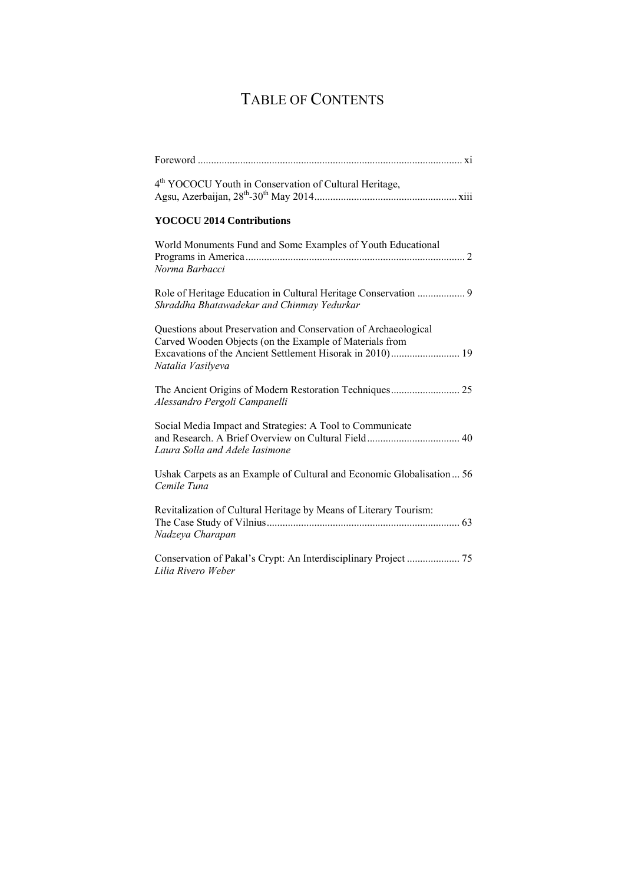# Table of Contents

Foreword ..................................................................................................... xi

4th YOCOCU Youth in Conservation of Cultural Heritage, Agsu, Azerbaijan, 28th-30th May 2014 ..................................................... xiii

**YOCOCU 2014 Contributions**

World Monuments Fund and Some Examples of Youth Educational Programs in America ................................................................................. 2
*Norma Barbacci*

Role of Heritage Education in Cultural Heritage Conservation .................. 9
*Shraddha Bhatawadekar and Chinmay Yedurkar*

Questions about Preservation and Conservation of Archaeological Carved Wooden Objects (on the Example of Materials from Excavations of the Ancient Settlement Hisorak in 2010) .......................... 19
*Natalia Vasilyeva*

The Ancient Origins of Modern Restoration Techniques .......................... 25
*Alessandro Pergoli Campanelli*

Social Media Impact and Strategies: A Tool to Communicate and Research. A Brief Overview on Cultural Field .................................. 40
*Laura Solla and Adele Iasimone*

Ushak Carpets as an Example of Cultural and Economic Globalisation ... 56
*Cemile Tuna*

Revitalization of Cultural Heritage by Means of Literary Tourism: The Case Study of Vilnius ........................................................................ 63
*Nadzeya Charapan*

Conservation of Pakal's Crypt: An Interdisciplinary Project .................... 75
*Lilia Rivero Weber*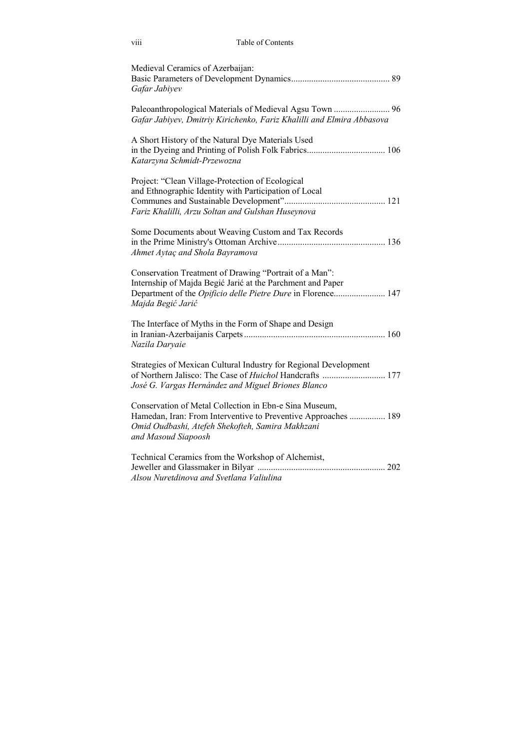Medieval Ceramics of Azerbaijan:
Basic Parameters of Development Dynamics ........................................... 89
*Gafar Jabiyev*

Paleoanthropological Materials of Medieval Agsu Town ......................... 96
*Gafar Jabiyev, Dmitriy Kirichenko, Fariz Khalilli and Elmira Abbasova*

A Short History of the Natural Dye Materials Used
in the Dyeing and Printing of Polish Folk Fabrics .................................. 106
*Katarzyna Schmidt-Przewozna*

Project: "Clean Village-Protection of Ecological
and Ethnographic Identity with Participation of Local
Communes and Sustainable Development" ............................................ 121
*Fariz Khalilli, Arzu Soltan and Gulshan Huseynova*

Some Documents about Weaving Custom and Tax Records
in the Prime Ministry's Ottoman Archive ................................................ 136
*Ahmet Aytaç and Shola Bayramova*

Conservation Treatment of Drawing "Portrait of a Man":
Internship of Majda Begić Jarić at the Parchment and Paper
Department of the *Opificio delle Pietre Dure* in Florence....................... 147
*Majda Begić Jarić*

The Interface of Myths in the Form of Shape and Design
in Iranian-Azerbaijanis Carpets .............................................................. 160
*Nazila Daryaie*

Strategies of Mexican Cultural Industry for Regional Development
of Northern Jalisco: The Case of *Huichol* Handcrafts ............................ 177
*José G. Vargas Hernández and Miguel Briones Blanco*

Conservation of Metal Collection in Ebn-e Sina Museum,
Hamedan, Iran: From Interventive to Preventive Approaches ................ 189
*Omid Oudbashi, Atefeh Shekofteh, Samira Makhzani
and Masoud Siapoosh*

Technical Ceramics from the Workshop of Alchemist,
Jeweller and Glassmaker in Bilyar ......................................................... 202
*Alsou Nuretdinova and Svetlana Valiulina*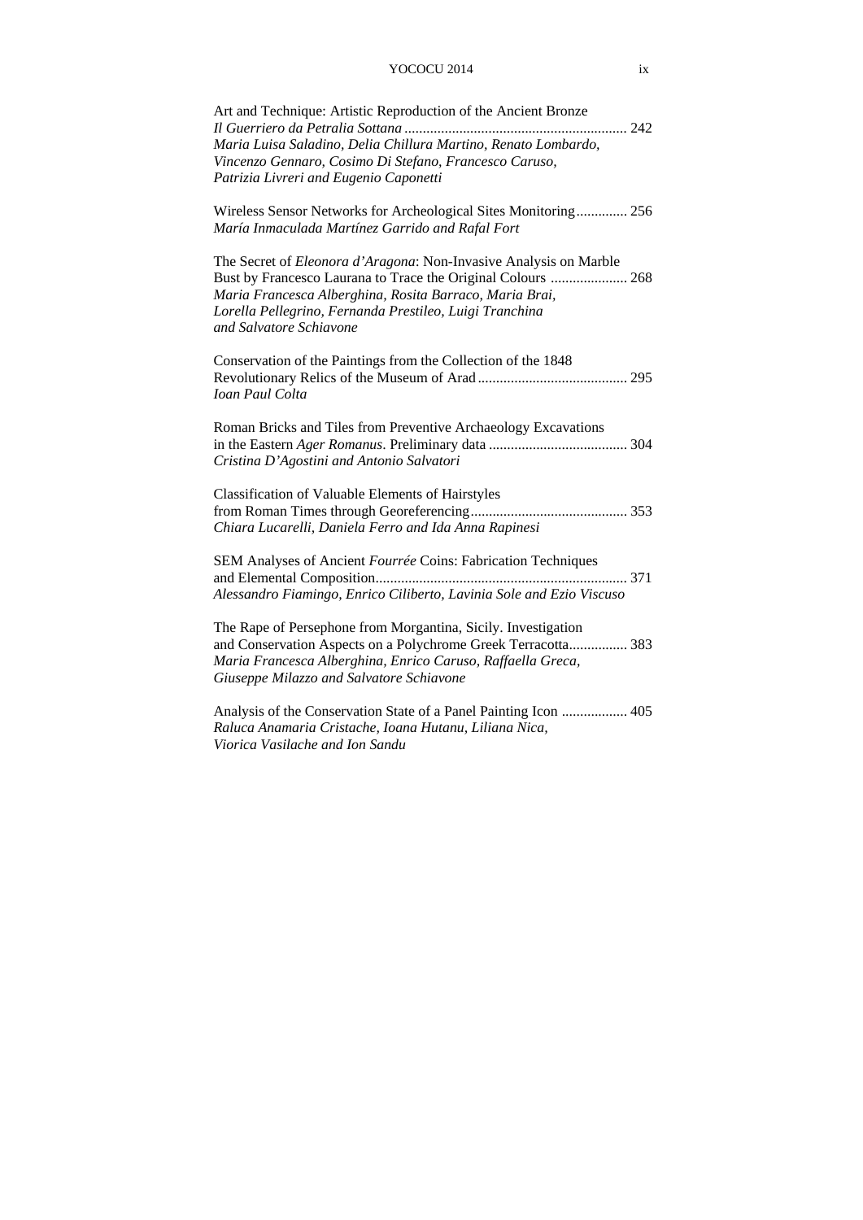Art and Technique: Artistic Reproduction of the Ancient Bronze *Il Guerriero da Petralia Sottana* ............................................................. 242
*Maria Luisa Saladino, Delia Chillura Martino, Renato Lombardo, Vincenzo Gennaro, Cosimo Di Stefano, Francesco Caruso, Patrizia Livreri and Eugenio Caponetti*

Wireless Sensor Networks for Archeological Sites Monitoring.............. 256
*María Inmaculada Martínez Garrido and Rafal Fort*

The Secret of *Eleonora d'Aragona*: Non-Invasive Analysis on Marble Bust by Francesco Laurana to Trace the Original Colours ..................... 268
*Maria Francesca Alberghina, Rosita Barraco, Maria Brai, Lorella Pellegrino, Fernanda Prestileo, Luigi Tranchina and Salvatore Schiavone*

Conservation of the Paintings from the Collection of the 1848 Revolutionary Relics of the Museum of Arad......................................... 295
*Ioan Paul Colta*

Roman Bricks and Tiles from Preventive Archaeology Excavations in the Eastern *Ager Romanus*. Preliminary data ..................................... 304
*Cristina D'Agostini and Antonio Salvatori*

Classification of Valuable Elements of Hairstyles from Roman Times through Georeferencing........................................... 353
*Chiara Lucarelli, Daniela Ferro and Ida Anna Rapinesi*

SEM Analyses of Ancient *Fourrée* Coins: Fabrication Techniques and Elemental Composition..................................................................... 371
*Alessandro Fiamingo, Enrico Ciliberto, Lavinia Sole and Ezio Viscuso*

The Rape of Persephone from Morgantina, Sicily. Investigation and Conservation Aspects on a Polychrome Greek Terracotta................ 383
*Maria Francesca Alberghina, Enrico Caruso, Raffaella Greca, Giuseppe Milazzo and Salvatore Schiavone*

Analysis of the Conservation State of a Panel Painting Icon .................. 405
*Raluca Anamaria Cristache, Ioana Hutanu, Liliana Nica, Viorica Vasilache and Ion Sandu*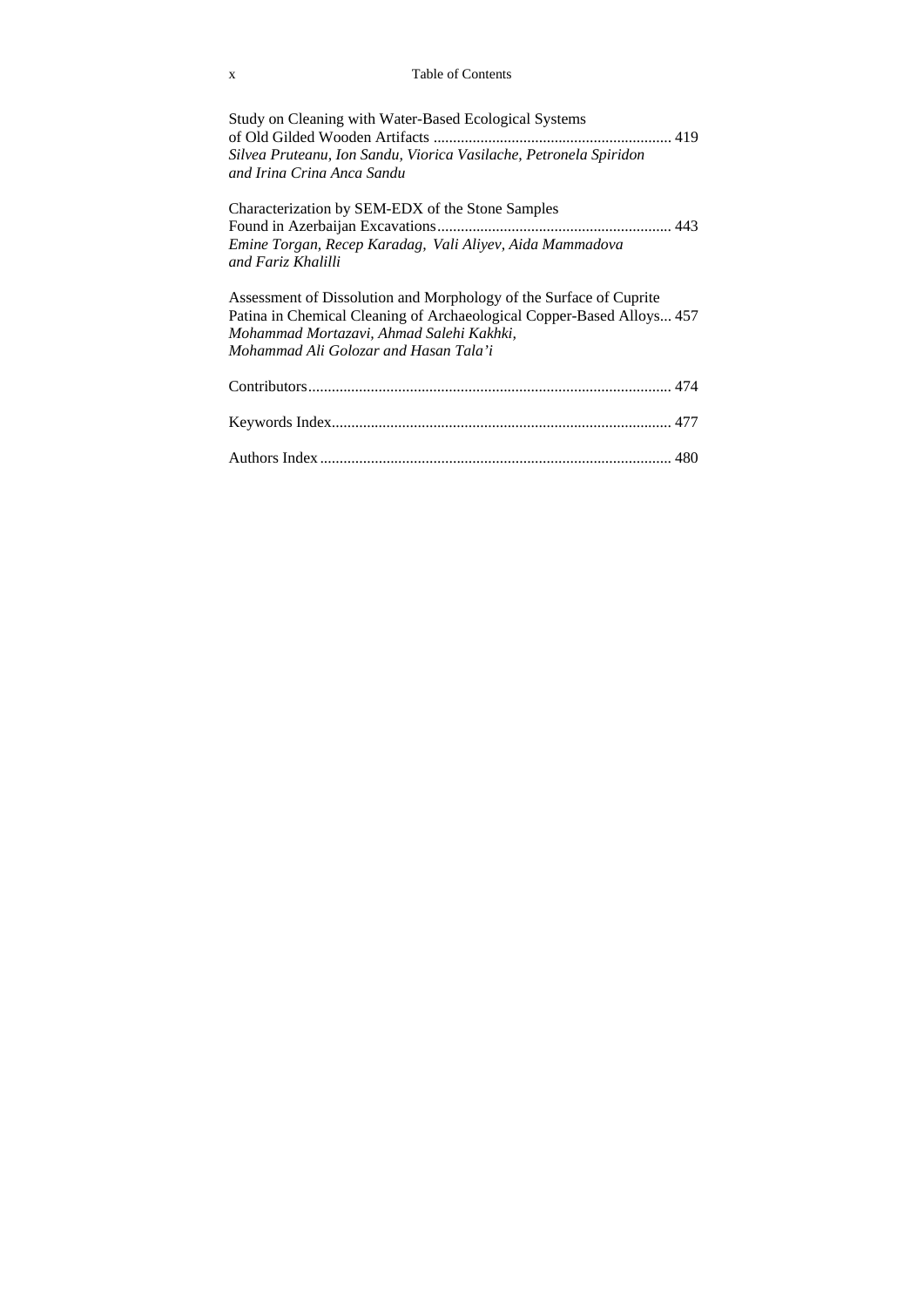Study on Cleaning with Water-Based Ecological Systems of Old Gilded Wooden Artifacts ............................................................ 419
*Silvea Pruteanu, Ion Sandu, Viorica Vasilache, Petronela Spiridon and Irina Crina Anca Sandu*

Characterization by SEM-EDX of the Stone Samples Found in Azerbaijan Excavations............................................................ 443
*Emine Torgan, Recep Karadag, Vali Aliyev, Aida Mammadova and Fariz Khalilli*

Assessment of Dissolution and Morphology of the Surface of Cuprite Patina in Chemical Cleaning of Archaeological Copper-Based Alloys... 457
*Mohammad Mortazavi, Ahmad Salehi Kakhki, Mohammad Ali Golozar and Hasan Tala'i*

Contributors........................................................................................... 474

Keywords Index...................................................................................... 477

Authors Index......................................................................................... 480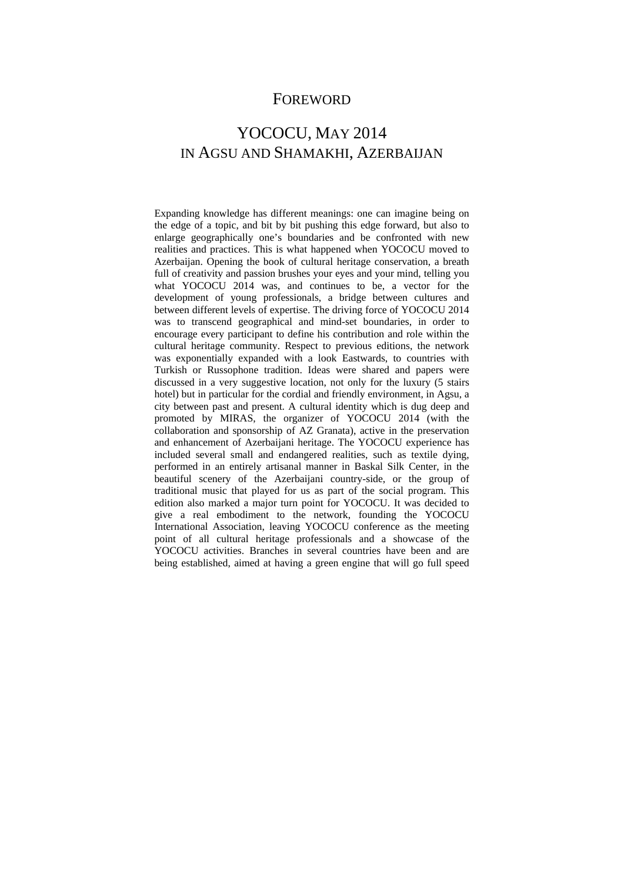# FOREWORD

## YOCOCU, MAY 2014 IN AGSU AND SHAMAKHI, AZERBAIJAN

Expanding knowledge has different meanings: one can imagine being on the edge of a topic, and bit by bit pushing this edge forward, but also to enlarge geographically one's boundaries and be confronted with new realities and practices. This is what happened when YOCOCU moved to Azerbaijan. Opening the book of cultural heritage conservation, a breath full of creativity and passion brushes your eyes and your mind, telling you what YOCOCU 2014 was, and continues to be, a vector for the development of young professionals, a bridge between cultures and between different levels of expertise. The driving force of YOCOCU 2014 was to transcend geographical and mind-set boundaries, in order to encourage every participant to define his contribution and role within the cultural heritage community. Respect to previous editions, the network was exponentially expanded with a look Eastwards, to countries with Turkish or Russophone tradition. Ideas were shared and papers were discussed in a very suggestive location, not only for the luxury (5 stairs hotel) but in particular for the cordial and friendly environment, in Agsu, a city between past and present. A cultural identity which is dug deep and promoted by MIRAS, the organizer of YOCOCU 2014 (with the collaboration and sponsorship of AZ Granata), active in the preservation and enhancement of Azerbaijani heritage. The YOCOCU experience has included several small and endangered realities, such as textile dying, performed in an entirely artisanal manner in Baskal Silk Center, in the beautiful scenery of the Azerbaijani country-side, or the group of traditional music that played for us as part of the social program. This edition also marked a major turn point for YOCOCU. It was decided to give a real embodiment to the network, founding the YOCOCU International Association, leaving YOCOCU conference as the meeting point of all cultural heritage professionals and a showcase of the YOCOCU activities. Branches in several countries have been and are being established, aimed at having a green engine that will go full speed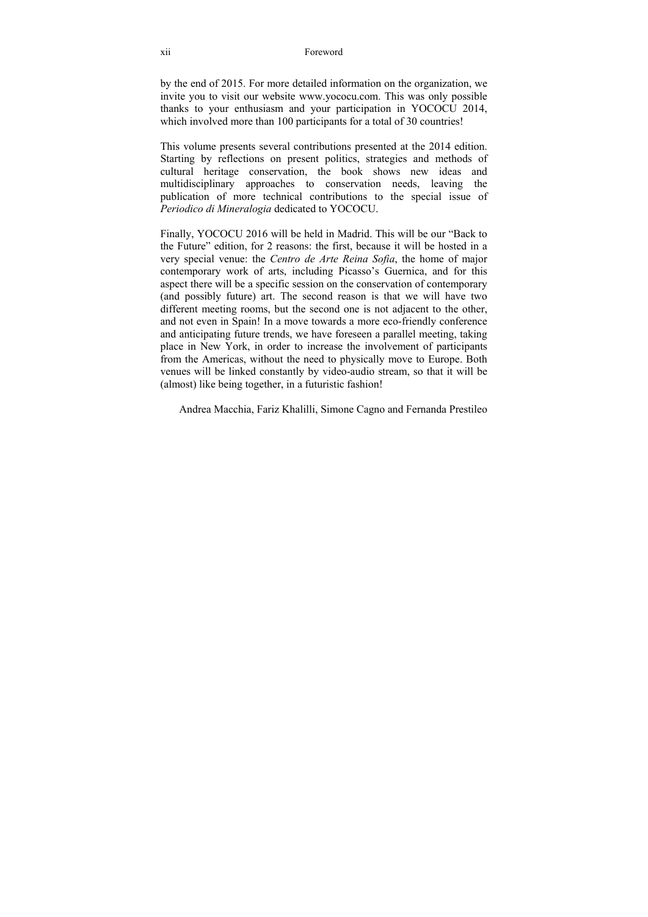by the end of 2015. For more detailed information on the organization, we invite you to visit our website www.yococu.com. This was only possible thanks to your enthusiasm and your participation in YOCOCU 2014, which involved more than 100 participants for a total of 30 countries!

This volume presents several contributions presented at the 2014 edition. Starting by reflections on present politics, strategies and methods of cultural heritage conservation, the book shows new ideas and multidisciplinary approaches to conservation needs, leaving the publication of more technical contributions to the special issue of *Periodico di Mineralogia* dedicated to YOCOCU.

Finally, YOCOCU 2016 will be held in Madrid. This will be our "Back to the Future" edition, for 2 reasons: the first, because it will be hosted in a very special venue: the *Centro de Arte Reina Sofia*, the home of major contemporary work of arts, including Picasso's Guernica, and for this aspect there will be a specific session on the conservation of contemporary (and possibly future) art. The second reason is that we will have two different meeting rooms, but the second one is not adjacent to the other, and not even in Spain! In a move towards a more eco-friendly conference and anticipating future trends, we have foreseen a parallel meeting, taking place in New York, in order to increase the involvement of participants from the Americas, without the need to physically move to Europe. Both venues will be linked constantly by video-audio stream, so that it will be (almost) like being together, in a futuristic fashion!

Andrea Macchia, Fariz Khalilli, Simone Cagno and Fernanda Prestileo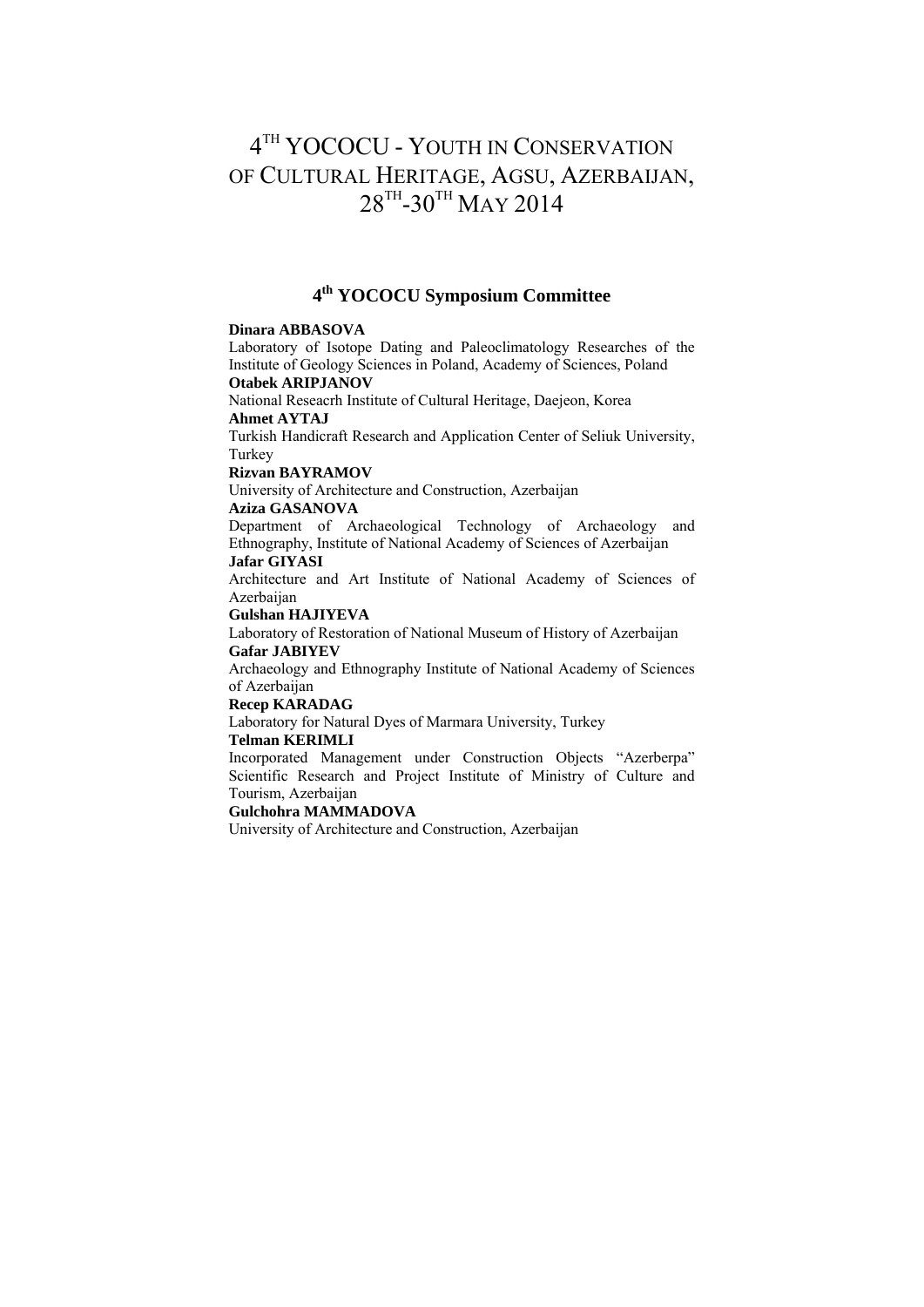# 4TH YOCOCU - YOUTH IN CONSERVATION OF CULTURAL HERITAGE, AGSU, AZERBAIJAN, 28TH-30TH MAY 2014

## 4th YOCOCU Symposium Committee

**Dinara ABBASOVA**
Laboratory of Isotope Dating and Paleoclimatology Researches of the Institute of Geology Sciences in Poland, Academy of Sciences, Poland

**Otabek ARIPJANOV**
National Reseacrh Institute of Cultural Heritage, Daejeon, Korea

**Ahmet AYTAJ**
Turkish Handicraft Research and Application Center of Seliuk University, Turkey

**Rizvan BAYRAMOV**
University of Architecture and Construction, Azerbaijan

**Aziza GASANOVA**
Department of Archaeological Technology of Archaeology and Ethnography, Institute of National Academy of Sciences of Azerbaijan

**Jafar GIYASI**
Architecture and Art Institute of National Academy of Sciences of Azerbaijan

**Gulshan HAJIYEVA**
Laboratory of Restoration of National Museum of History of Azerbaijan

**Gafar JABIYEV**
Archaeology and Ethnography Institute of National Academy of Sciences of Azerbaijan

**Recep KARADAG**
Laboratory for Natural Dyes of Marmara University, Turkey

**Telman KERIMLI**
Incorporated Management under Construction Objects "Azerberpa" Scientific Research and Project Institute of Ministry of Culture and Tourism, Azerbaijan

**Gulchohra MAMMADOVA**
University of Architecture and Construction, Azerbaijan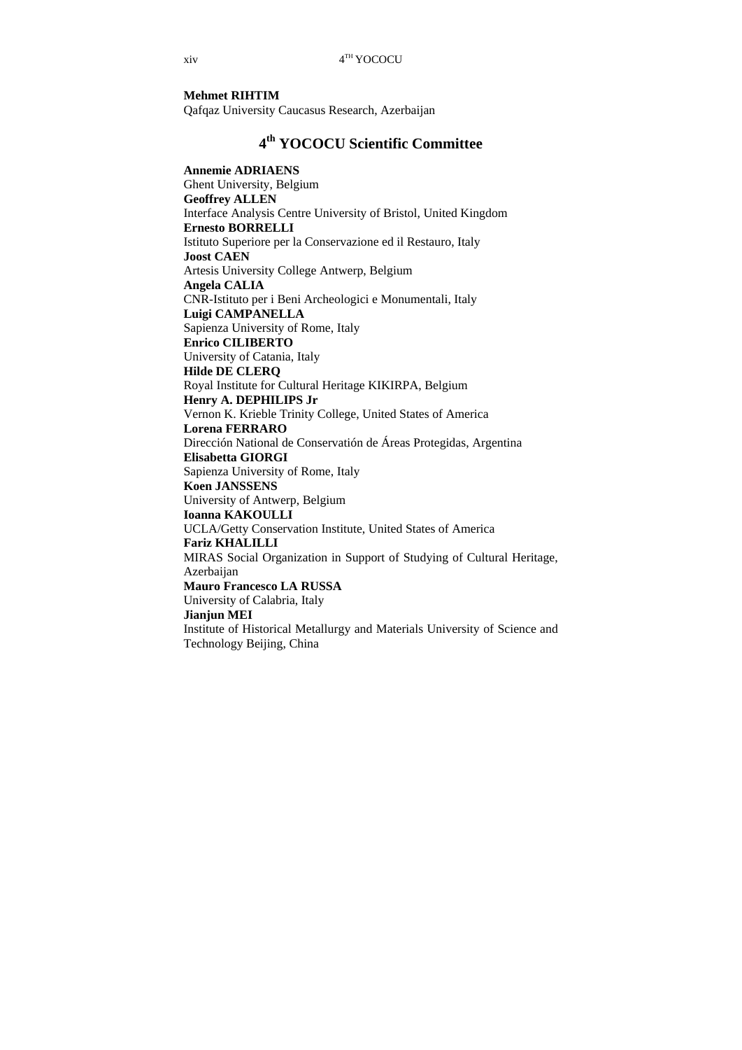**Mehmet RIHTIM**
Qafqaz University Caucasus Research, Azerbaijan

## 4th YOCOCU Scientific Committee

**Annemie ADRIAENS**
Ghent University, Belgium
**Geoffrey ALLEN**
Interface Analysis Centre University of Bristol, United Kingdom
**Ernesto BORRELLI**
Istituto Superiore per la Conservazione ed il Restauro, Italy
**Joost CAEN**
Artesis University College Antwerp, Belgium
**Angela CALIA**
CNR-Istituto per i Beni Archeologici e Monumentali, Italy
**Luigi CAMPANELLA**
Sapienza University of Rome, Italy
**Enrico CILIBERTO**
University of Catania, Italy
**Hilde DE CLERQ**
Royal Institute for Cultural Heritage KIKIRPA, Belgium
**Henry A. DEPHILIPS Jr**
Vernon K. Krieble Trinity College, United States of America
**Lorena FERRARO**
Dirección National de Conservatión de Áreas Protegidas, Argentina
**Elisabetta GIORGI**
Sapienza University of Rome, Italy
**Koen JANSSENS**
University of Antwerp, Belgium
**Ioanna KAKOULLI**
UCLA/Getty Conservation Institute, United States of America
**Fariz KHALILLI**
MIRAS Social Organization in Support of Studying of Cultural Heritage, Azerbaijan
**Mauro Francesco LA RUSSA**
University of Calabria, Italy
**Jianjun MEI**
Institute of Historical Metallurgy and Materials University of Science and Technology Beijing, China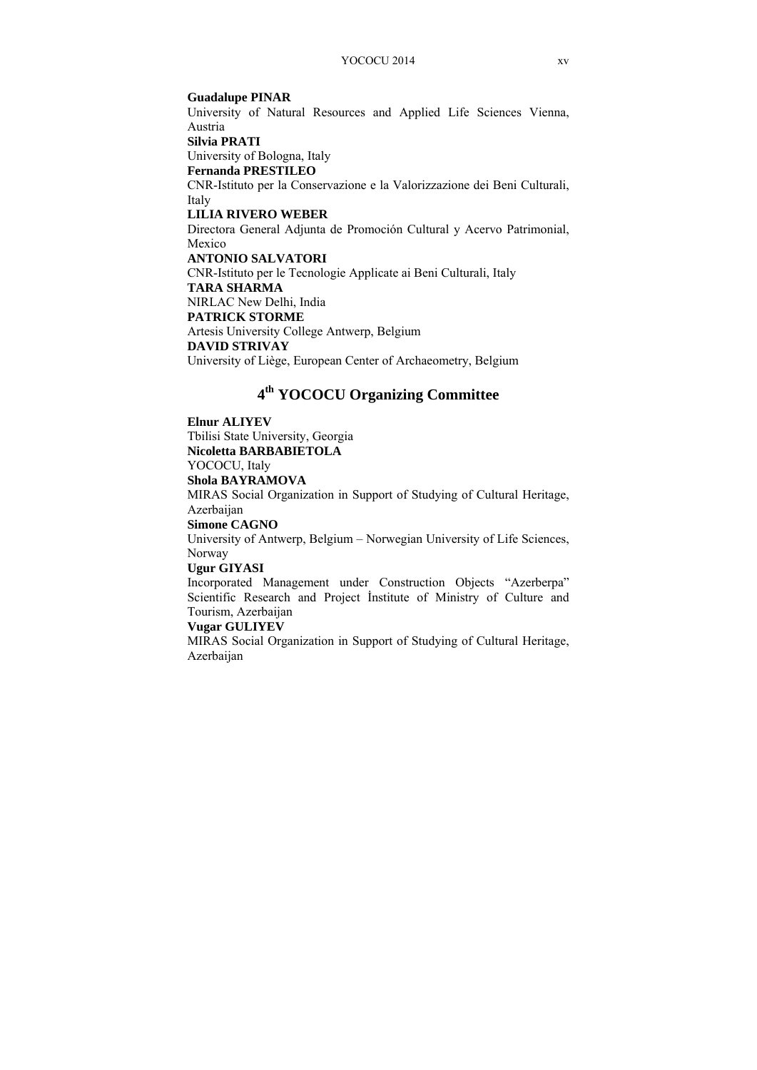**Guadalupe PINAR**
University of Natural Resources and Applied Life Sciences Vienna, Austria
**Silvia PRATI**
University of Bologna, Italy
**Fernanda PRESTILEO**
CNR-Istituto per la Conservazione e la Valorizzazione dei Beni Culturali, Italy
**LILIA RIVERO WEBER**
Directora General Adjunta de Promoción Cultural y Acervo Patrimonial, Mexico
**ANTONIO SALVATORI**
CNR-Istituto per le Tecnologie Applicate ai Beni Culturali, Italy
**TARA SHARMA**
NIRLAC New Delhi, India
**PATRICK STORME**
Artesis University College Antwerp, Belgium
**DAVID STRIVAY**
University of Liège, European Center of Archaeometry, Belgium

## 4th YOCOCU Organizing Committee

**Elnur ALIYEV**
Tbilisi State University, Georgia
**Nicoletta BARBABIETOLA**
YOCOCU, Italy
**Shola BAYRAMOVA**
MIRAS Social Organization in Support of Studying of Cultural Heritage, Azerbaijan
**Simone CAGNO**
University of Antwerp, Belgium – Norwegian University of Life Sciences, Norway
**Ugur GIYASI**
Incorporated Management under Construction Objects "Azerberpa" Scientific Research and Project İnstitute of Ministry of Culture and Tourism, Azerbaijan
**Vugar GULIYEV**
MIRAS Social Organization in Support of Studying of Cultural Heritage, Azerbaijan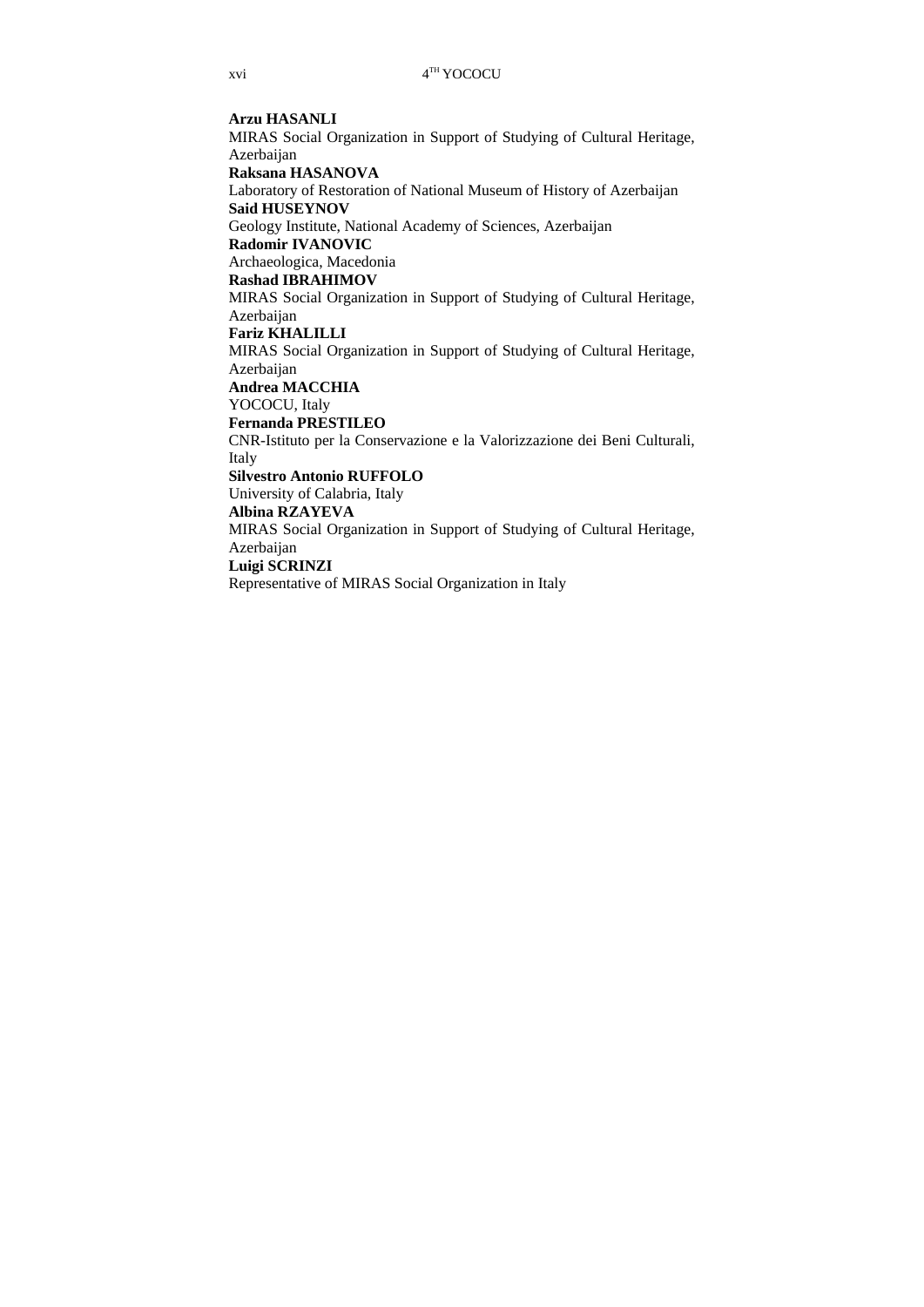**Arzu HASANLI**
MIRAS Social Organization in Support of Studying of Cultural Heritage, Azerbaijan
**Raksana HASANOVA**
Laboratory of Restoration of National Museum of History of Azerbaijan
**Said HUSEYNOV**
Geology Institute, National Academy of Sciences, Azerbaijan
**Radomir IVANOVIC**
Archaeologica, Macedonia
**Rashad IBRAHIMOV**
MIRAS Social Organization in Support of Studying of Cultural Heritage, Azerbaijan
**Fariz KHALILLI**
MIRAS Social Organization in Support of Studying of Cultural Heritage, Azerbaijan
**Andrea MACCHIA**
YOCOCU, Italy
**Fernanda PRESTILEO**
CNR-Istituto per la Conservazione e la Valorizzazione dei Beni Culturali, Italy
**Silvestro Antonio RUFFOLO**
University of Calabria, Italy
**Albina RZAYEVA**
MIRAS Social Organization in Support of Studying of Cultural Heritage, Azerbaijan
**Luigi SCRINZI**
Representative of MIRAS Social Organization in Italy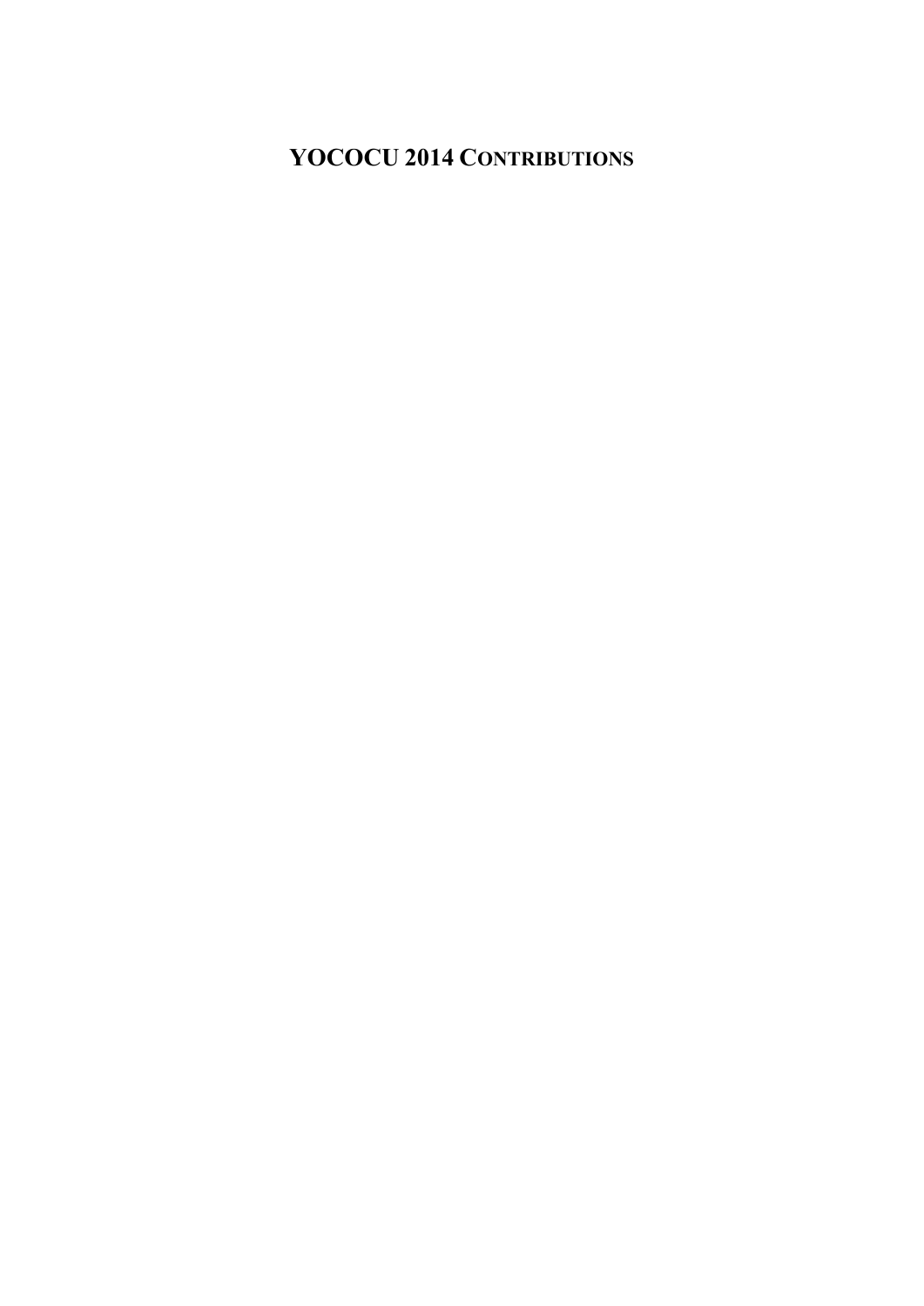# YOCOCU 2014 CONTRIBUTIONS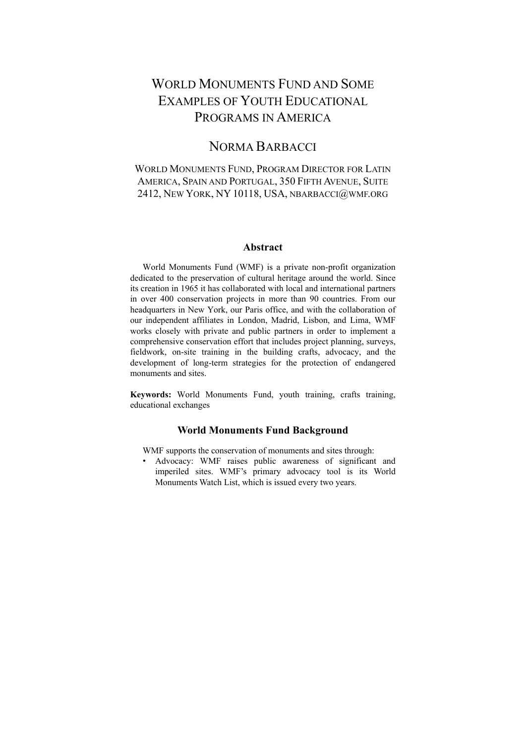# World Monuments Fund and Some Examples of Youth Educational Programs in America

## Norma Barbacci

World Monuments Fund, Program Director for Latin America, Spain and Portugal, 350 Fifth Avenue, Suite 2412, New York, NY 10118, USA, nbarbacci@wmf.org

### Abstract

World Monuments Fund (WMF) is a private non-profit organization dedicated to the preservation of cultural heritage around the world. Since its creation in 1965 it has collaborated with local and international partners in over 400 conservation projects in more than 90 countries. From our headquarters in New York, our Paris office, and with the collaboration of our independent affiliates in London, Madrid, Lisbon, and Lima, WMF works closely with private and public partners in order to implement a comprehensive conservation effort that includes project planning, surveys, fieldwork, on-site training in the building crafts, advocacy, and the development of long-term strategies for the protection of endangered monuments and sites.

**Keywords:** World Monuments Fund, youth training, crafts training, educational exchanges

### World Monuments Fund Background

WMF supports the conservation of monuments and sites through:

- Advocacy: WMF raises public awareness of significant and imperiled sites. WMF's primary advocacy tool is its World Monuments Watch List, which is issued every two years.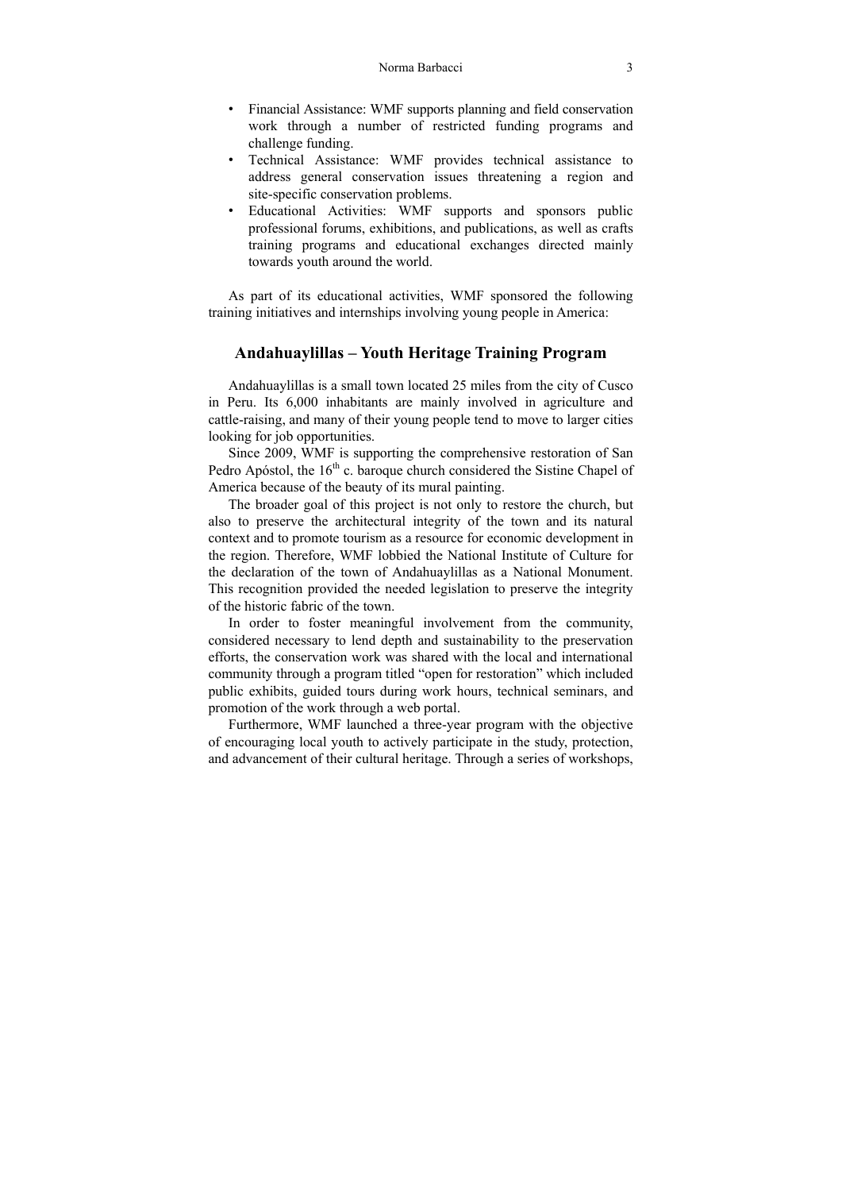- Financial Assistance: WMF supports planning and field conservation work through a number of restricted funding programs and challenge funding.
- Technical Assistance: WMF provides technical assistance to address general conservation issues threatening a region and site-specific conservation problems.
- Educational Activities: WMF supports and sponsors public professional forums, exhibitions, and publications, as well as crafts training programs and educational exchanges directed mainly towards youth around the world.

As part of its educational activities, WMF sponsored the following training initiatives and internships involving young people in America:

## Andahuaylillas – Youth Heritage Training Program

Andahuaylillas is a small town located 25 miles from the city of Cusco in Peru. Its 6,000 inhabitants are mainly involved in agriculture and cattle-raising, and many of their young people tend to move to larger cities looking for job opportunities.

Since 2009, WMF is supporting the comprehensive restoration of San Pedro Apóstol, the 16th c. baroque church considered the Sistine Chapel of America because of the beauty of its mural painting.

The broader goal of this project is not only to restore the church, but also to preserve the architectural integrity of the town and its natural context and to promote tourism as a resource for economic development in the region. Therefore, WMF lobbied the National Institute of Culture for the declaration of the town of Andahuaylillas as a National Monument. This recognition provided the needed legislation to preserve the integrity of the historic fabric of the town.

In order to foster meaningful involvement from the community, considered necessary to lend depth and sustainability to the preservation efforts, the conservation work was shared with the local and international community through a program titled "open for restoration" which included public exhibits, guided tours during work hours, technical seminars, and promotion of the work through a web portal.

Furthermore, WMF launched a three-year program with the objective of encouraging local youth to actively participate in the study, protection, and advancement of their cultural heritage. Through a series of workshops,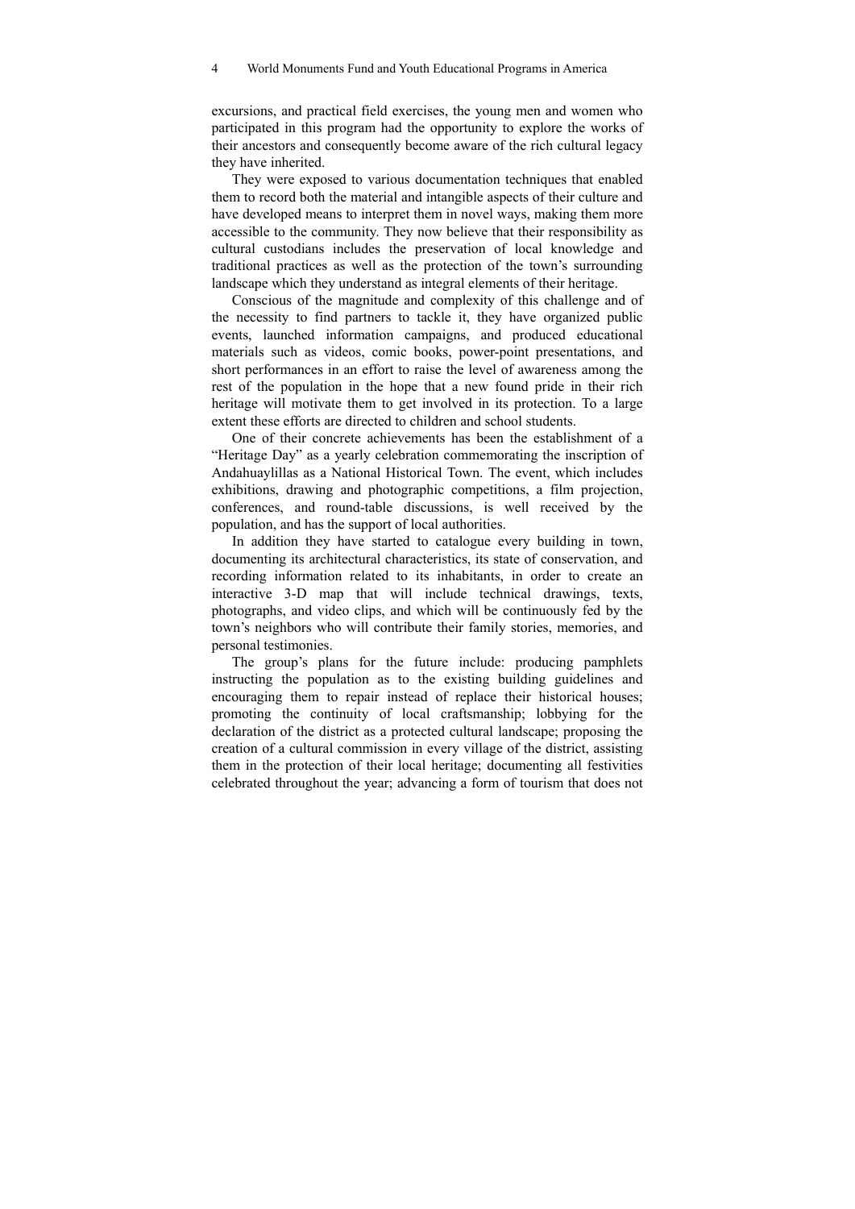excursions, and practical field exercises, the young men and women who participated in this program had the opportunity to explore the works of their ancestors and consequently become aware of the rich cultural legacy they have inherited.

They were exposed to various documentation techniques that enabled them to record both the material and intangible aspects of their culture and have developed means to interpret them in novel ways, making them more accessible to the community. They now believe that their responsibility as cultural custodians includes the preservation of local knowledge and traditional practices as well as the protection of the town's surrounding landscape which they understand as integral elements of their heritage.

Conscious of the magnitude and complexity of this challenge and of the necessity to find partners to tackle it, they have organized public events, launched information campaigns, and produced educational materials such as videos, comic books, power-point presentations, and short performances in an effort to raise the level of awareness among the rest of the population in the hope that a new found pride in their rich heritage will motivate them to get involved in its protection. To a large extent these efforts are directed to children and school students.

One of their concrete achievements has been the establishment of a "Heritage Day" as a yearly celebration commemorating the inscription of Andahuaylillas as a National Historical Town. The event, which includes exhibitions, drawing and photographic competitions, a film projection, conferences, and round-table discussions, is well received by the population, and has the support of local authorities.

In addition they have started to catalogue every building in town, documenting its architectural characteristics, its state of conservation, and recording information related to its inhabitants, in order to create an interactive 3-D map that will include technical drawings, texts, photographs, and video clips, and which will be continuously fed by the town's neighbors who will contribute their family stories, memories, and personal testimonies.

The group's plans for the future include: producing pamphlets instructing the population as to the existing building guidelines and encouraging them to repair instead of replace their historical houses; promoting the continuity of local craftsmanship; lobbying for the declaration of the district as a protected cultural landscape; proposing the creation of a cultural commission in every village of the district, assisting them in the protection of their local heritage; documenting all festivities celebrated throughout the year; advancing a form of tourism that does not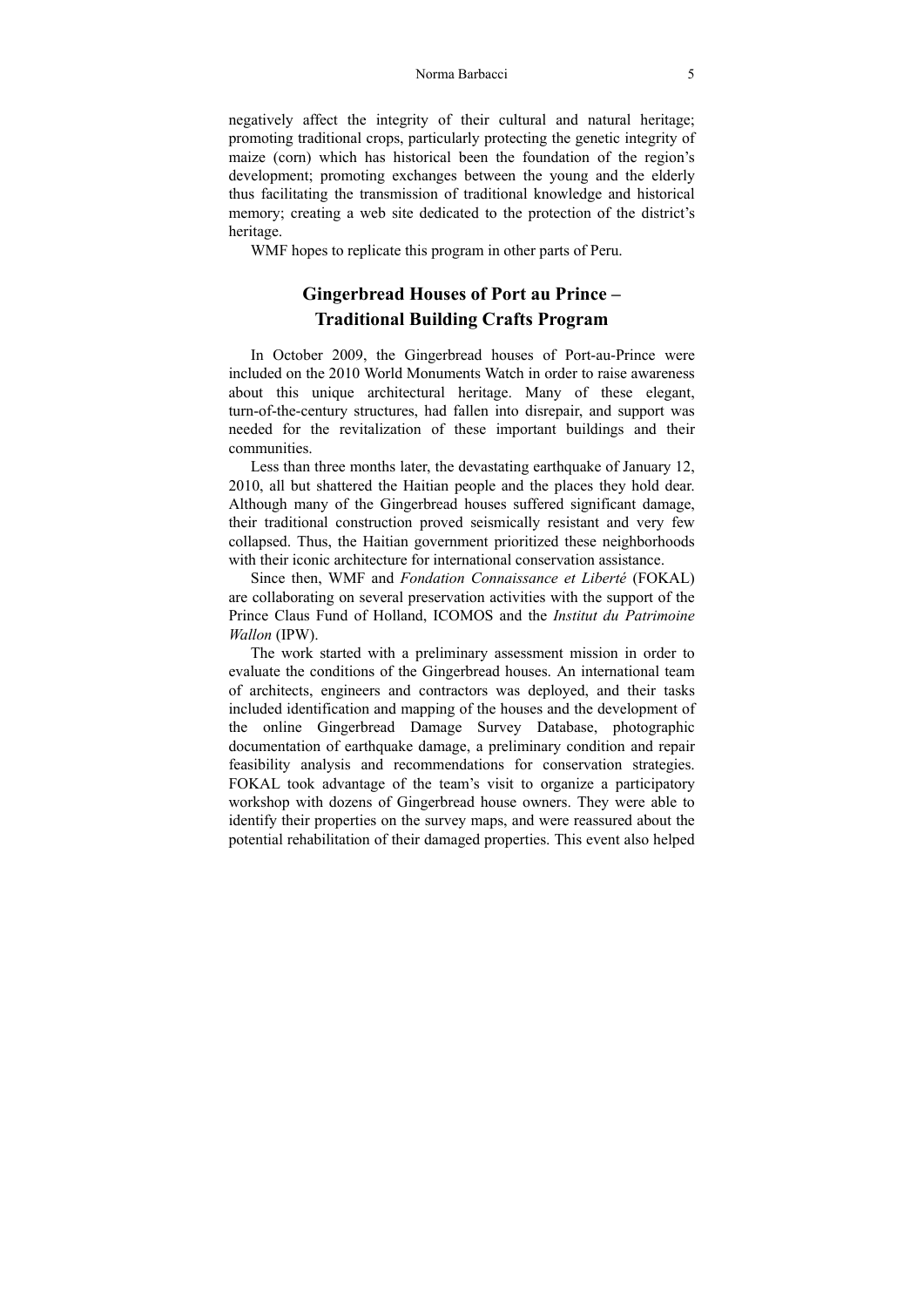negatively affect the integrity of their cultural and natural heritage; promoting traditional crops, particularly protecting the genetic integrity of maize (corn) which has historical been the foundation of the region's development; promoting exchanges between the young and the elderly thus facilitating the transmission of traditional knowledge and historical memory; creating a web site dedicated to the protection of the district's heritage.

WMF hopes to replicate this program in other parts of Peru.

## Gingerbread Houses of Port au Prince – Traditional Building Crafts Program

In October 2009, the Gingerbread houses of Port-au-Prince were included on the 2010 World Monuments Watch in order to raise awareness about this unique architectural heritage. Many of these elegant, turn-of-the-century structures, had fallen into disrepair, and support was needed for the revitalization of these important buildings and their communities.

Less than three months later, the devastating earthquake of January 12, 2010, all but shattered the Haitian people and the places they hold dear. Although many of the Gingerbread houses suffered significant damage, their traditional construction proved seismically resistant and very few collapsed. Thus, the Haitian government prioritized these neighborhoods with their iconic architecture for international conservation assistance.

Since then, WMF and *Fondation Connaissance et Liberté* (FOKAL) are collaborating on several preservation activities with the support of the Prince Claus Fund of Holland, ICOMOS and the *Institut du Patrimoine Wallon* (IPW).

The work started with a preliminary assessment mission in order to evaluate the conditions of the Gingerbread houses. An international team of architects, engineers and contractors was deployed, and their tasks included identification and mapping of the houses and the development of the online Gingerbread Damage Survey Database, photographic documentation of earthquake damage, a preliminary condition and repair feasibility analysis and recommendations for conservation strategies. FOKAL took advantage of the team's visit to organize a participatory workshop with dozens of Gingerbread house owners. They were able to identify their properties on the survey maps, and were reassured about the potential rehabilitation of their damaged properties. This event also helped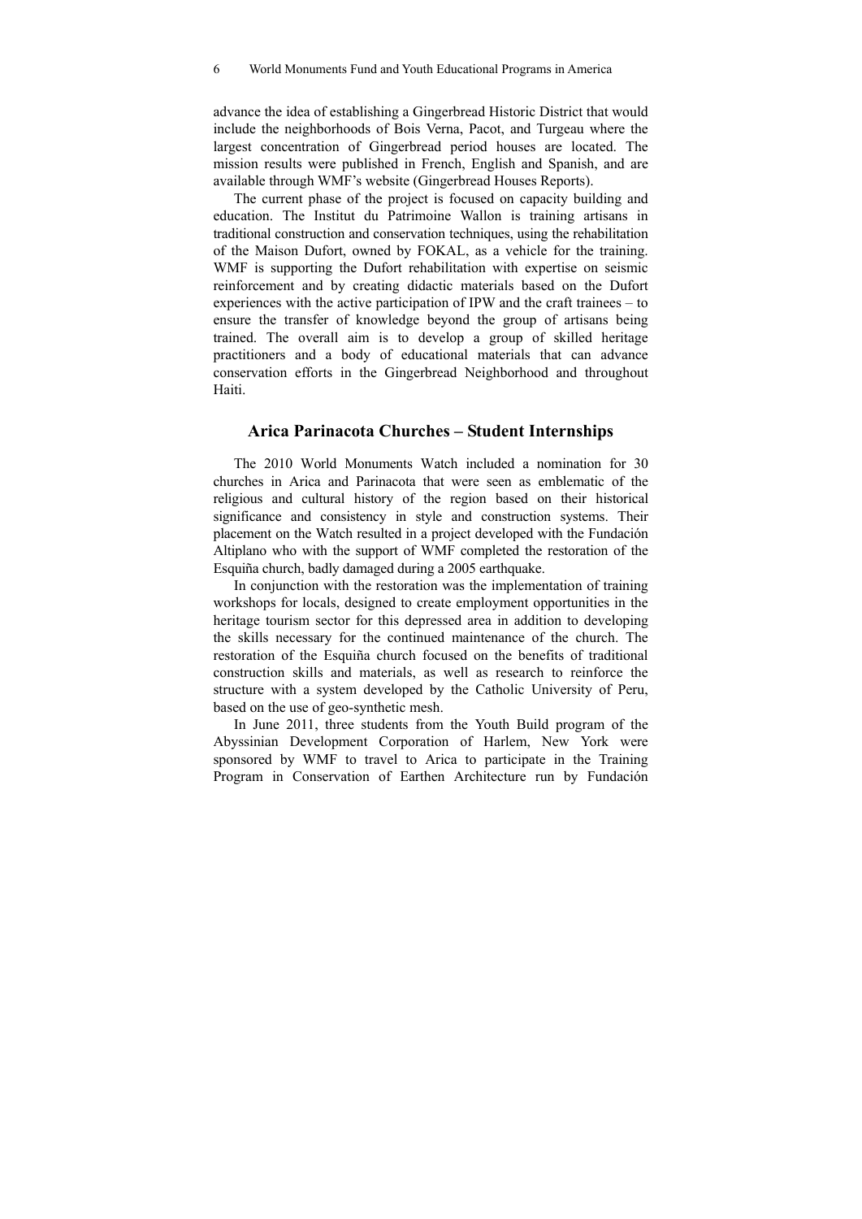advance the idea of establishing a Gingerbread Historic District that would include the neighborhoods of Bois Verna, Pacot, and Turgeau where the largest concentration of Gingerbread period houses are located. The mission results were published in French, English and Spanish, and are available through WMF's website (Gingerbread Houses Reports).

The current phase of the project is focused on capacity building and education. The Institut du Patrimoine Wallon is training artisans in traditional construction and conservation techniques, using the rehabilitation of the Maison Dufort, owned by FOKAL, as a vehicle for the training. WMF is supporting the Dufort rehabilitation with expertise on seismic reinforcement and by creating didactic materials based on the Dufort experiences with the active participation of IPW and the craft trainees – to ensure the transfer of knowledge beyond the group of artisans being trained. The overall aim is to develop a group of skilled heritage practitioners and a body of educational materials that can advance conservation efforts in the Gingerbread Neighborhood and throughout Haiti.

## Arica Parinacota Churches – Student Internships

The 2010 World Monuments Watch included a nomination for 30 churches in Arica and Parinacota that were seen as emblematic of the religious and cultural history of the region based on their historical significance and consistency in style and construction systems. Their placement on the Watch resulted in a project developed with the Fundación Altiplano who with the support of WMF completed the restoration of the Esquiña church, badly damaged during a 2005 earthquake.

In conjunction with the restoration was the implementation of training workshops for locals, designed to create employment opportunities in the heritage tourism sector for this depressed area in addition to developing the skills necessary for the continued maintenance of the church. The restoration of the Esquiña church focused on the benefits of traditional construction skills and materials, as well as research to reinforce the structure with a system developed by the Catholic University of Peru, based on the use of geo-synthetic mesh.

In June 2011, three students from the Youth Build program of the Abyssinian Development Corporation of Harlem, New York were sponsored by WMF to travel to Arica to participate in the Training Program in Conservation of Earthen Architecture run by Fundación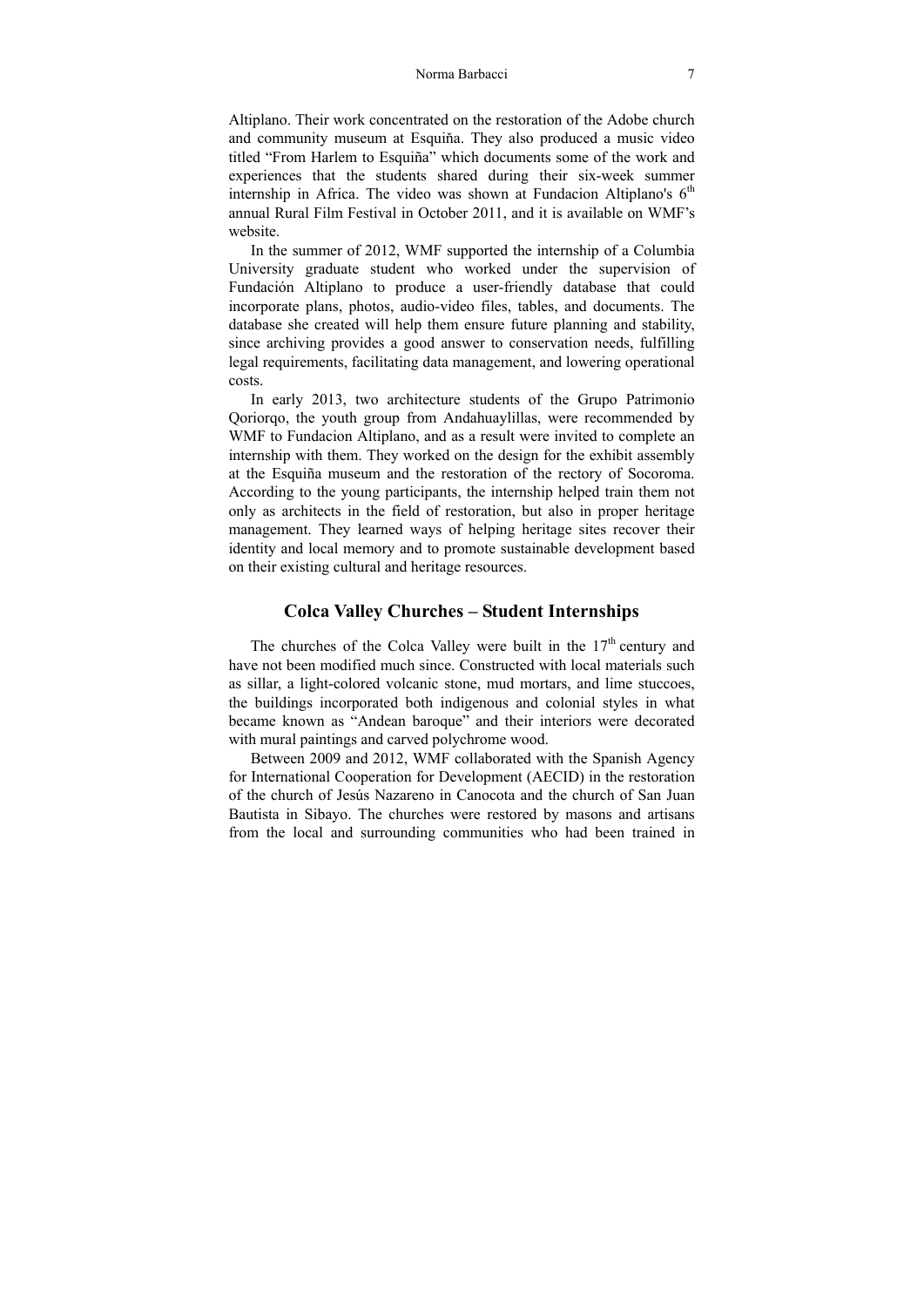Altiplano. Their work concentrated on the restoration of the Adobe church and community museum at Esquiña. They also produced a music video titled "From Harlem to Esquiña" which documents some of the work and experiences that the students shared during their six-week summer internship in Africa. The video was shown at Fundacion Altiplano's 6th annual Rural Film Festival in October 2011, and it is available on WMF's website.

In the summer of 2012, WMF supported the internship of a Columbia University graduate student who worked under the supervision of Fundación Altiplano to produce a user-friendly database that could incorporate plans, photos, audio-video files, tables, and documents. The database she created will help them ensure future planning and stability, since archiving provides a good answer to conservation needs, fulfilling legal requirements, facilitating data management, and lowering operational costs.

In early 2013, two architecture students of the Grupo Patrimonio Qoriorqo, the youth group from Andahuaylillas, were recommended by WMF to Fundacion Altiplano, and as a result were invited to complete an internship with them. They worked on the design for the exhibit assembly at the Esquiña museum and the restoration of the rectory of Socoroma. According to the young participants, the internship helped train them not only as architects in the field of restoration, but also in proper heritage management. They learned ways of helping heritage sites recover their identity and local memory and to promote sustainable development based on their existing cultural and heritage resources.

## Colca Valley Churches – Student Internships

The churches of the Colca Valley were built in the 17th century and have not been modified much since. Constructed with local materials such as sillar, a light-colored volcanic stone, mud mortars, and lime stuccoes, the buildings incorporated both indigenous and colonial styles in what became known as "Andean baroque" and their interiors were decorated with mural paintings and carved polychrome wood.

Between 2009 and 2012, WMF collaborated with the Spanish Agency for International Cooperation for Development (AECID) in the restoration of the church of Jesús Nazareno in Canocota and the church of San Juan Bautista in Sibayo. The churches were restored by masons and artisans from the local and surrounding communities who had been trained in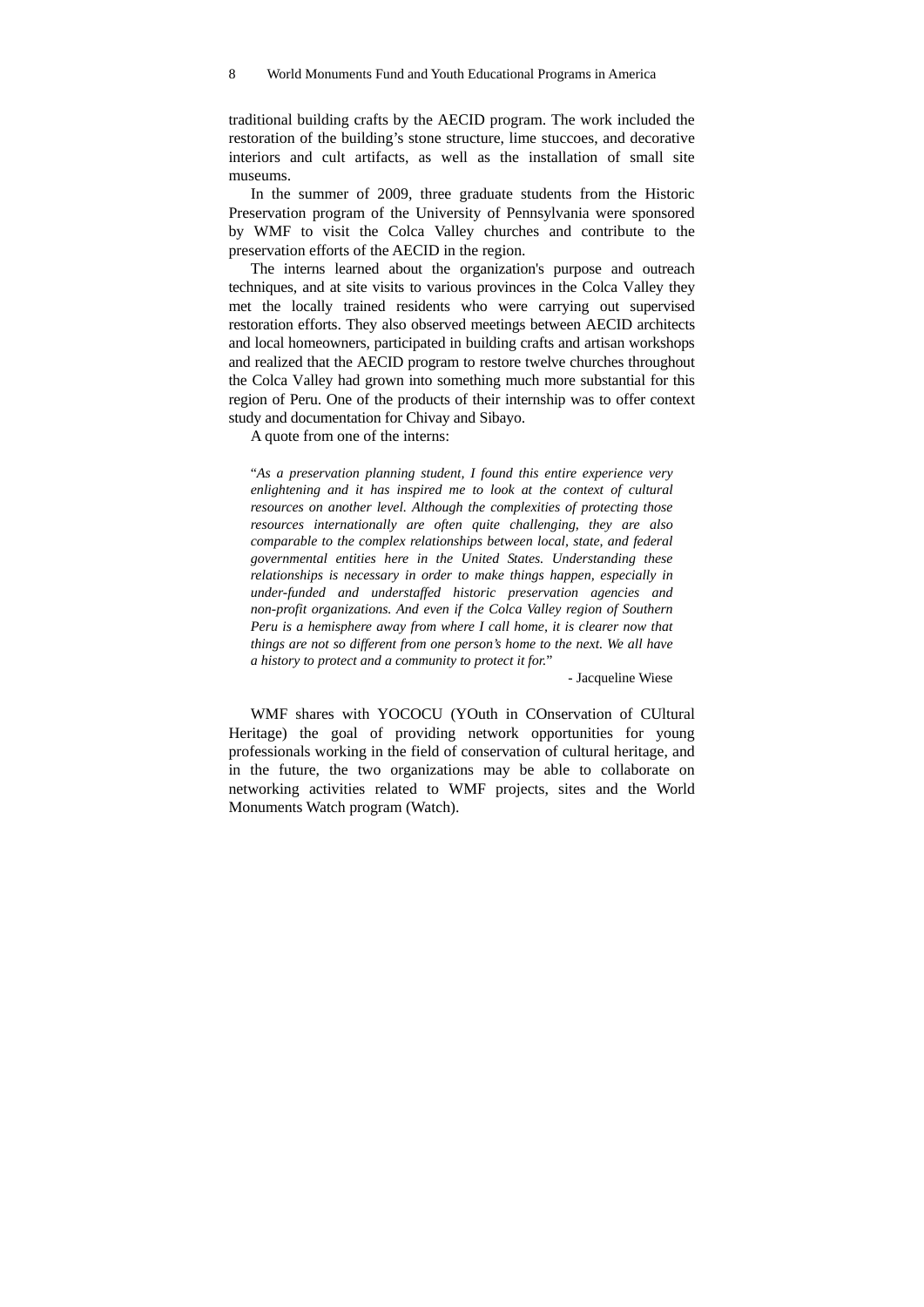traditional building crafts by the AECID program. The work included the restoration of the building's stone structure, lime stuccoes, and decorative interiors and cult artifacts, as well as the installation of small site museums.

In the summer of 2009, three graduate students from the Historic Preservation program of the University of Pennsylvania were sponsored by WMF to visit the Colca Valley churches and contribute to the preservation efforts of the AECID in the region.

The interns learned about the organization's purpose and outreach techniques, and at site visits to various provinces in the Colca Valley they met the locally trained residents who were carrying out supervised restoration efforts. They also observed meetings between AECID architects and local homeowners, participated in building crafts and artisan workshops and realized that the AECID program to restore twelve churches throughout the Colca Valley had grown into something much more substantial for this region of Peru. One of the products of their internship was to offer context study and documentation for Chivay and Sibayo.

A quote from one of the interns:

> "*As a preservation planning student, I found this entire experience very enlightening and it has inspired me to look at the context of cultural resources on another level. Although the complexities of protecting those resources internationally are often quite challenging, they are also comparable to the complex relationships between local, state, and federal governmental entities here in the United States. Understanding these relationships is necessary in order to make things happen, especially in under-funded and understaffed historic preservation agencies and non-profit organizations. And even if the Colca Valley region of Southern Peru is a hemisphere away from where I call home, it is clearer now that things are not so different from one person's home to the next. We all have a history to protect and a community to protect it for.*"
>
> - Jacqueline Wiese

WMF shares with YOCOCU (YOuth in COnservation of CUltural Heritage) the goal of providing network opportunities for young professionals working in the field of conservation of cultural heritage, and in the future, the two organizations may be able to collaborate on networking activities related to WMF projects, sites and the World Monuments Watch program (Watch).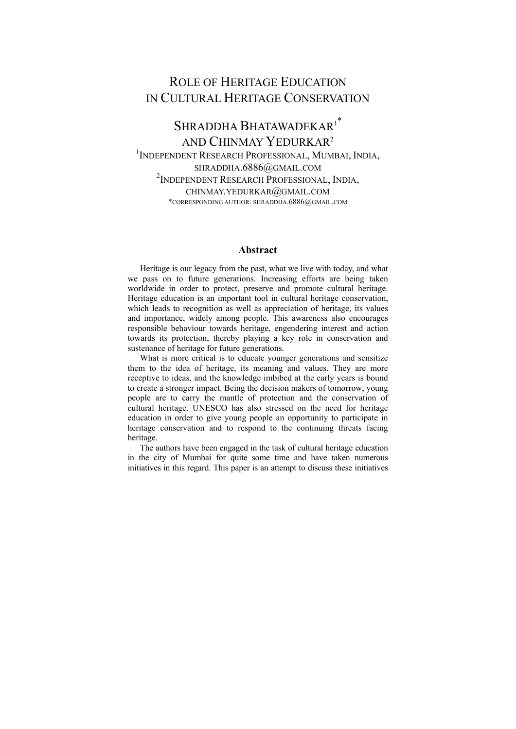# Role of Heritage Education in Cultural Heritage Conservation

**Shraddha Bhatawadekar[1*] and Chinmay Yedurkar[2]**

[1]Independent Research Professional, Mumbai, India, shraddha.6886@gmail.com

[2]Independent Research Professional, India, chinmay.yedurkar@gmail.com

*corresponding author: shraddha.6886@gmail.com

## Abstract

Heritage is our legacy from the past, what we live with today, and what we pass on to future generations. Increasing efforts are being taken worldwide in order to protect, preserve and promote cultural heritage. Heritage education is an important tool in cultural heritage conservation, which leads to recognition as well as appreciation of heritage, its values and importance, widely among people. This awareness also encourages responsible behaviour towards heritage, engendering interest and action towards its protection, thereby playing a key role in conservation and sustenance of heritage for future generations.

What is more critical is to educate younger generations and sensitize them to the idea of heritage, its meaning and values. They are more receptive to ideas, and the knowledge imbibed at the early years is bound to create a stronger impact. Being the decision makers of tomorrow, young people are to carry the mantle of protection and the conservation of cultural heritage. UNESCO has also stressed on the need for heritage education in order to give young people an opportunity to participate in heritage conservation and to respond to the continuing threats facing heritage.

The authors have been engaged in the task of cultural heritage education in the city of Mumbai for quite some time and have taken numerous initiatives in this regard. This paper is an attempt to discuss these initiatives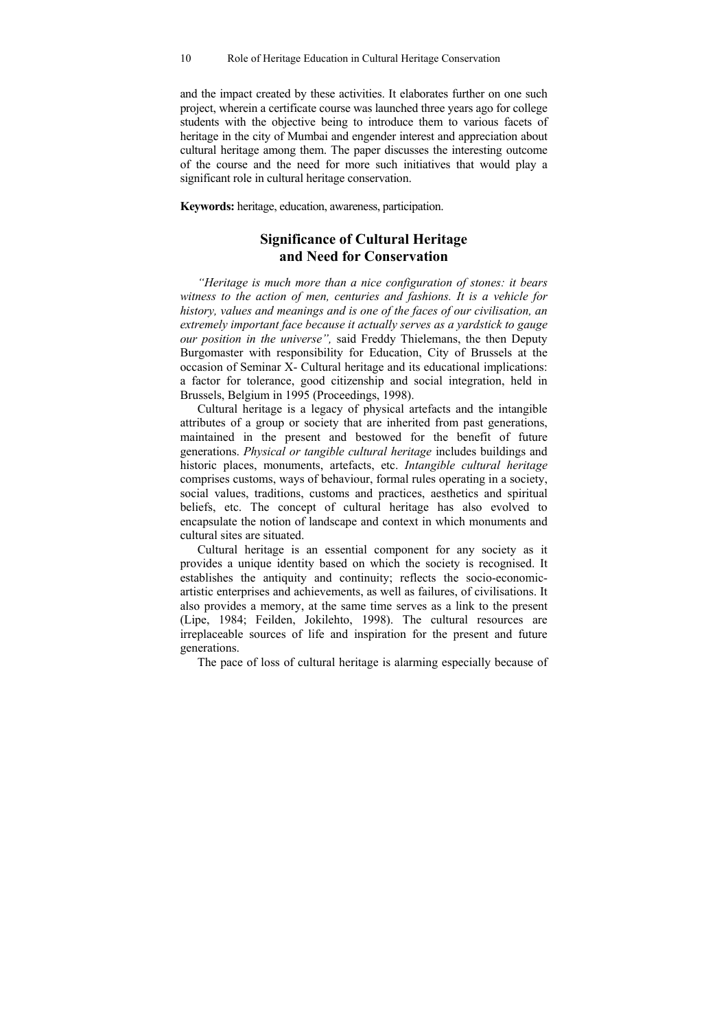and the impact created by these activities. It elaborates further on one such project, wherein a certificate course was launched three years ago for college students with the objective being to introduce them to various facets of heritage in the city of Mumbai and engender interest and appreciation about cultural heritage among them. The paper discusses the interesting outcome of the course and the need for more such initiatives that would play a significant role in cultural heritage conservation.

**Keywords:** heritage, education, awareness, participation.

## Significance of Cultural Heritage and Need for Conservation

*"Heritage is much more than a nice configuration of stones: it bears witness to the action of men, centuries and fashions. It is a vehicle for history, values and meanings and is one of the faces of our civilisation, an extremely important face because it actually serves as a yardstick to gauge our position in the universe",* said Freddy Thielemans, the then Deputy Burgomaster with responsibility for Education, City of Brussels at the occasion of Seminar X- Cultural heritage and its educational implications: a factor for tolerance, good citizenship and social integration, held in Brussels, Belgium in 1995 (Proceedings, 1998).

Cultural heritage is a legacy of physical artefacts and the intangible attributes of a group or society that are inherited from past generations, maintained in the present and bestowed for the benefit of future generations. *Physical or tangible cultural heritage* includes buildings and historic places, monuments, artefacts, etc. *Intangible cultural heritage* comprises customs, ways of behaviour, formal rules operating in a society, social values, traditions, customs and practices, aesthetics and spiritual beliefs, etc. The concept of cultural heritage has also evolved to encapsulate the notion of landscape and context in which monuments and cultural sites are situated.

Cultural heritage is an essential component for any society as it provides a unique identity based on which the society is recognised. It establishes the antiquity and continuity; reflects the socio-economic-artistic enterprises and achievements, as well as failures, of civilisations. It also provides a memory, at the same time serves as a link to the present (Lipe, 1984; Feilden, Jokilehto, 1998). The cultural resources are irreplaceable sources of life and inspiration for the present and future generations.

The pace of loss of cultural heritage is alarming especially because of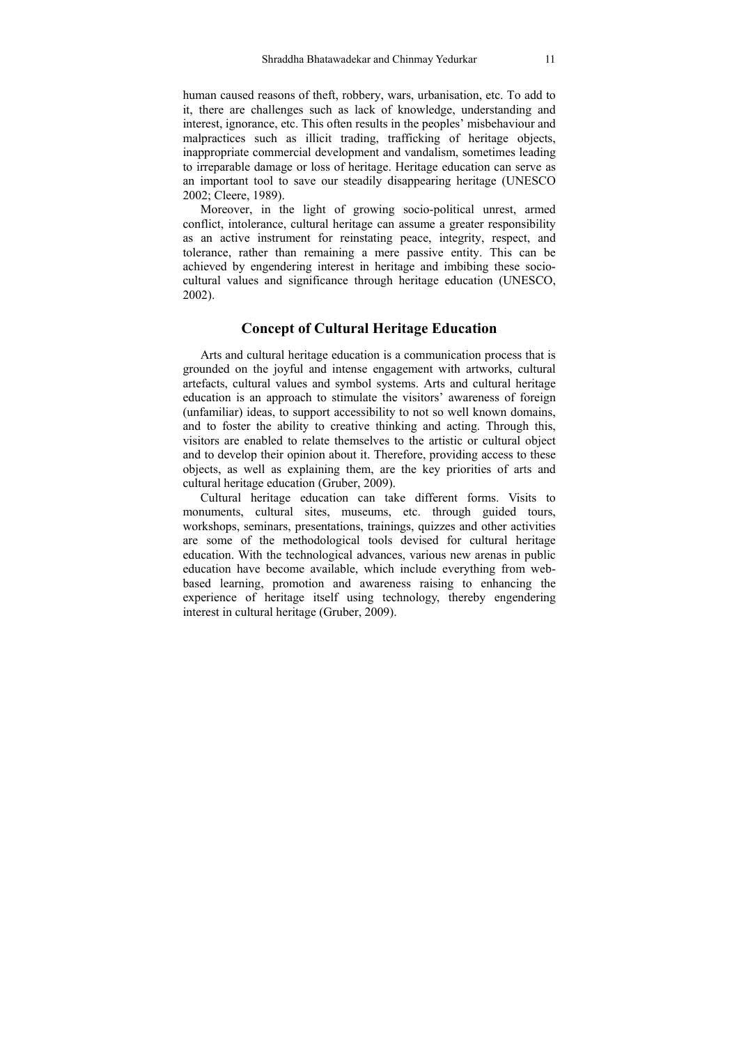human caused reasons of theft, robbery, wars, urbanisation, etc. To add to it, there are challenges such as lack of knowledge, understanding and interest, ignorance, etc. This often results in the peoples' misbehaviour and malpractices such as illicit trading, trafficking of heritage objects, inappropriate commercial development and vandalism, sometimes leading to irreparable damage or loss of heritage. Heritage education can serve as an important tool to save our steadily disappearing heritage (UNESCO 2002; Cleere, 1989).

Moreover, in the light of growing socio-political unrest, armed conflict, intolerance, cultural heritage can assume a greater responsibility as an active instrument for reinstating peace, integrity, respect, and tolerance, rather than remaining a mere passive entity. This can be achieved by engendering interest in heritage and imbibing these socio-cultural values and significance through heritage education (UNESCO, 2002).

## Concept of Cultural Heritage Education

Arts and cultural heritage education is a communication process that is grounded on the joyful and intense engagement with artworks, cultural artefacts, cultural values and symbol systems. Arts and cultural heritage education is an approach to stimulate the visitors' awareness of foreign (unfamiliar) ideas, to support accessibility to not so well known domains, and to foster the ability to creative thinking and acting. Through this, visitors are enabled to relate themselves to the artistic or cultural object and to develop their opinion about it. Therefore, providing access to these objects, as well as explaining them, are the key priorities of arts and cultural heritage education (Gruber, 2009).

Cultural heritage education can take different forms. Visits to monuments, cultural sites, museums, etc. through guided tours, workshops, seminars, presentations, trainings, quizzes and other activities are some of the methodological tools devised for cultural heritage education. With the technological advances, various new arenas in public education have become available, which include everything from web-based learning, promotion and awareness raising to enhancing the experience of heritage itself using technology, thereby engendering interest in cultural heritage (Gruber, 2009).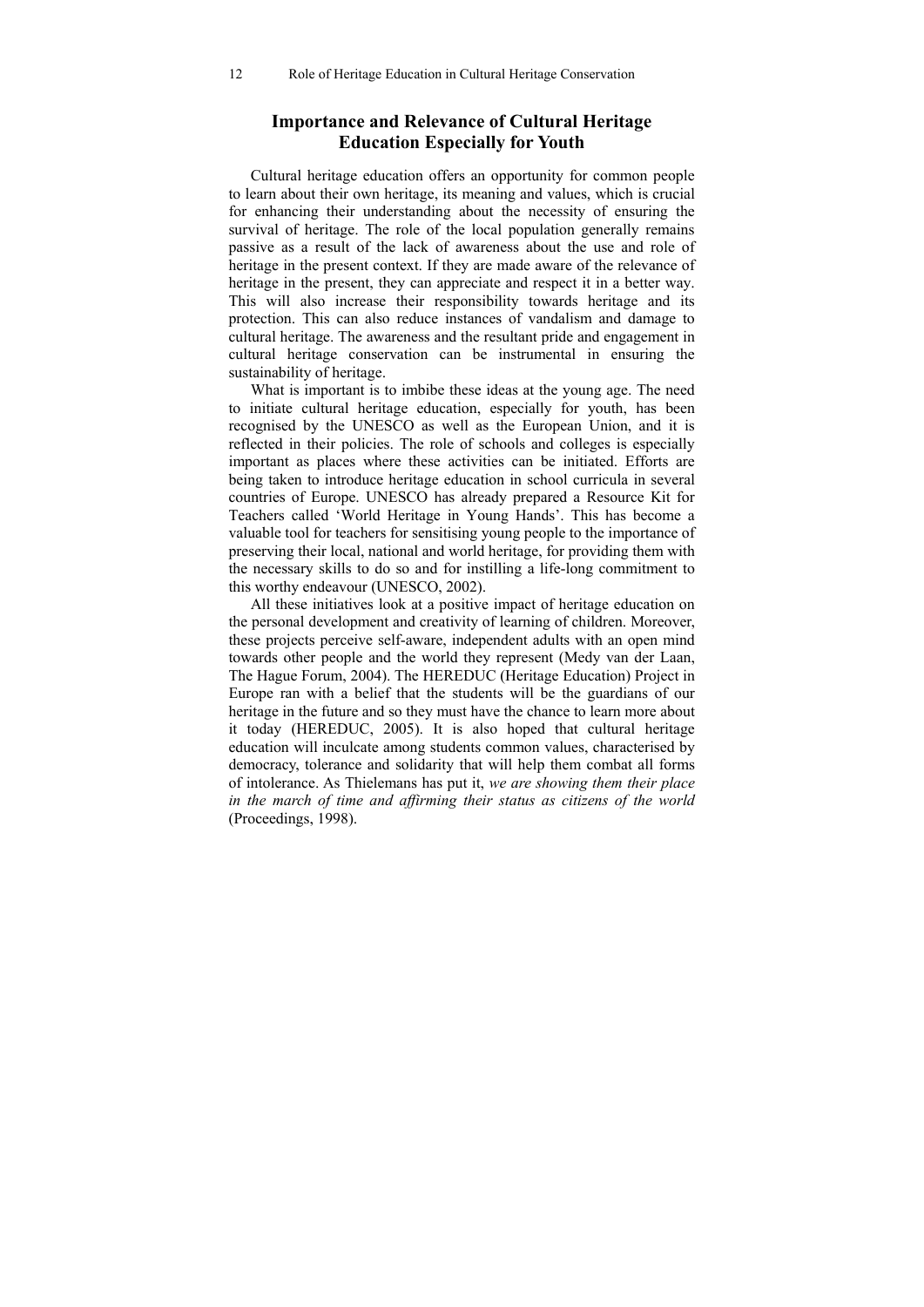## Importance and Relevance of Cultural Heritage Education Especially for Youth

Cultural heritage education offers an opportunity for common people to learn about their own heritage, its meaning and values, which is crucial for enhancing their understanding about the necessity of ensuring the survival of heritage. The role of the local population generally remains passive as a result of the lack of awareness about the use and role of heritage in the present context. If they are made aware of the relevance of heritage in the present, they can appreciate and respect it in a better way. This will also increase their responsibility towards heritage and its protection. This can also reduce instances of vandalism and damage to cultural heritage. The awareness and the resultant pride and engagement in cultural heritage conservation can be instrumental in ensuring the sustainability of heritage.

What is important is to imbibe these ideas at the young age. The need to initiate cultural heritage education, especially for youth, has been recognised by the UNESCO as well as the European Union, and it is reflected in their policies. The role of schools and colleges is especially important as places where these activities can be initiated. Efforts are being taken to introduce heritage education in school curricula in several countries of Europe. UNESCO has already prepared a Resource Kit for Teachers called 'World Heritage in Young Hands'. This has become a valuable tool for teachers for sensitising young people to the importance of preserving their local, national and world heritage, for providing them with the necessary skills to do so and for instilling a life-long commitment to this worthy endeavour (UNESCO, 2002).

All these initiatives look at a positive impact of heritage education on the personal development and creativity of learning of children. Moreover, these projects perceive self-aware, independent adults with an open mind towards other people and the world they represent (Medy van der Laan, The Hague Forum, 2004). The HEREDUC (Heritage Education) Project in Europe ran with a belief that the students will be the guardians of our heritage in the future and so they must have the chance to learn more about it today (HEREDUC, 2005). It is also hoped that cultural heritage education will inculcate among students common values, characterised by democracy, tolerance and solidarity that will help them combat all forms of intolerance. As Thielemans has put it, *we are showing them their place in the march of time and affirming their status as citizens of the world* (Proceedings, 1998).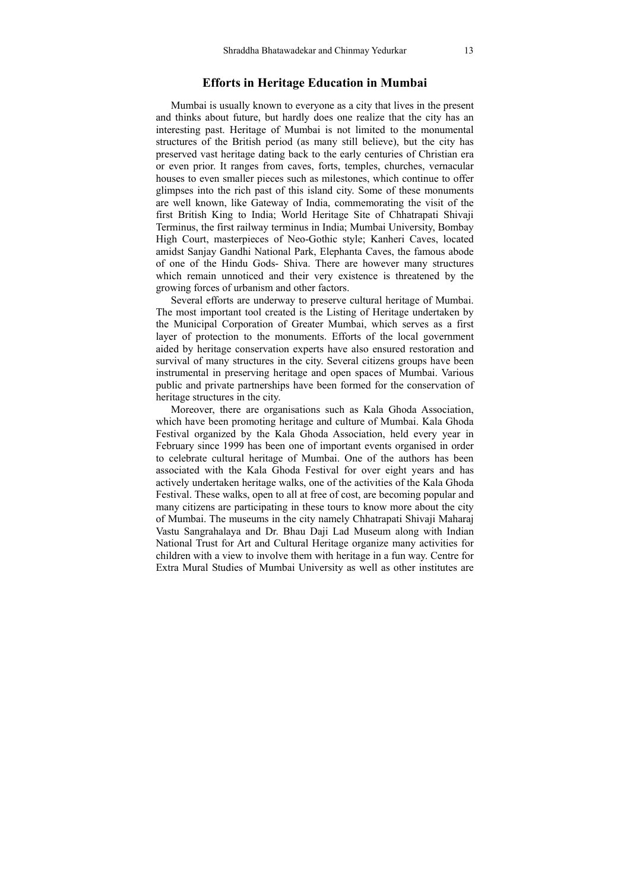## Efforts in Heritage Education in Mumbai

Mumbai is usually known to everyone as a city that lives in the present and thinks about future, but hardly does one realize that the city has an interesting past. Heritage of Mumbai is not limited to the monumental structures of the British period (as many still believe), but the city has preserved vast heritage dating back to the early centuries of Christian era or even prior. It ranges from caves, forts, temples, churches, vernacular houses to even smaller pieces such as milestones, which continue to offer glimpses into the rich past of this island city. Some of these monuments are well known, like Gateway of India, commemorating the visit of the first British King to India; World Heritage Site of Chhatrapati Shivaji Terminus, the first railway terminus in India; Mumbai University, Bombay High Court, masterpieces of Neo-Gothic style; Kanheri Caves, located amidst Sanjay Gandhi National Park, Elephanta Caves, the famous abode of one of the Hindu Gods- Shiva. There are however many structures which remain unnoticed and their very existence is threatened by the growing forces of urbanism and other factors.

Several efforts are underway to preserve cultural heritage of Mumbai. The most important tool created is the Listing of Heritage undertaken by the Municipal Corporation of Greater Mumbai, which serves as a first layer of protection to the monuments. Efforts of the local government aided by heritage conservation experts have also ensured restoration and survival of many structures in the city. Several citizens groups have been instrumental in preserving heritage and open spaces of Mumbai. Various public and private partnerships have been formed for the conservation of heritage structures in the city.

Moreover, there are organisations such as Kala Ghoda Association, which have been promoting heritage and culture of Mumbai. Kala Ghoda Festival organized by the Kala Ghoda Association, held every year in February since 1999 has been one of important events organised in order to celebrate cultural heritage of Mumbai. One of the authors has been associated with the Kala Ghoda Festival for over eight years and has actively undertaken heritage walks, one of the activities of the Kala Ghoda Festival. These walks, open to all at free of cost, are becoming popular and many citizens are participating in these tours to know more about the city of Mumbai. The museums in the city namely Chhatrapati Shivaji Maharaj Vastu Sangrahalaya and Dr. Bhau Daji Lad Museum along with Indian National Trust for Art and Cultural Heritage organize many activities for children with a view to involve them with heritage in a fun way. Centre for Extra Mural Studies of Mumbai University as well as other institutes are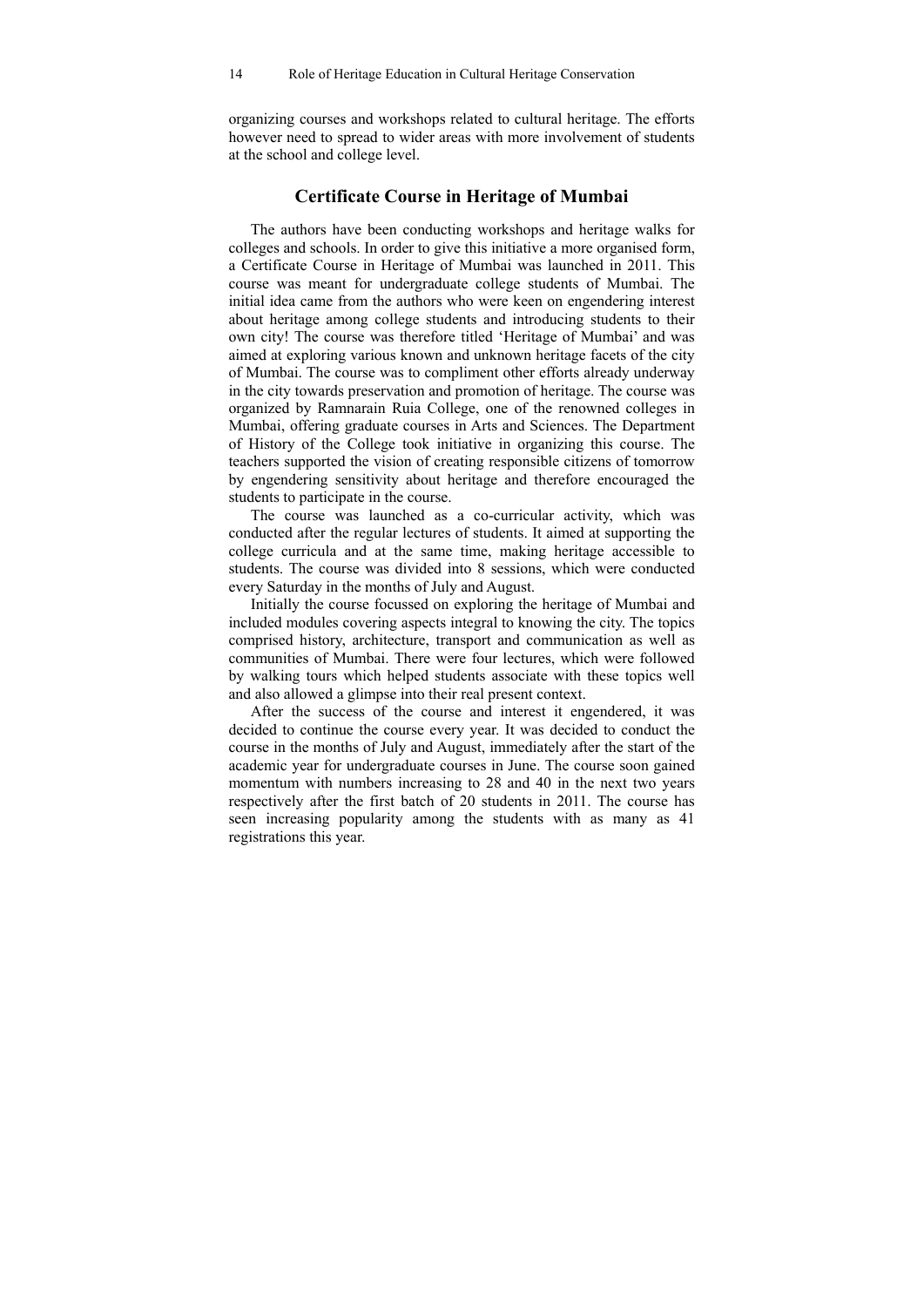organizing courses and workshops related to cultural heritage. The efforts however need to spread to wider areas with more involvement of students at the school and college level.

## Certificate Course in Heritage of Mumbai

The authors have been conducting workshops and heritage walks for colleges and schools. In order to give this initiative a more organised form, a Certificate Course in Heritage of Mumbai was launched in 2011. This course was meant for undergraduate college students of Mumbai. The initial idea came from the authors who were keen on engendering interest about heritage among college students and introducing students to their own city! The course was therefore titled 'Heritage of Mumbai' and was aimed at exploring various known and unknown heritage facets of the city of Mumbai. The course was to compliment other efforts already underway in the city towards preservation and promotion of heritage. The course was organized by Ramnarain Ruia College, one of the renowned colleges in Mumbai, offering graduate courses in Arts and Sciences. The Department of History of the College took initiative in organizing this course. The teachers supported the vision of creating responsible citizens of tomorrow by engendering sensitivity about heritage and therefore encouraged the students to participate in the course.

The course was launched as a co-curricular activity, which was conducted after the regular lectures of students. It aimed at supporting the college curricula and at the same time, making heritage accessible to students. The course was divided into 8 sessions, which were conducted every Saturday in the months of July and August.

Initially the course focussed on exploring the heritage of Mumbai and included modules covering aspects integral to knowing the city. The topics comprised history, architecture, transport and communication as well as communities of Mumbai. There were four lectures, which were followed by walking tours which helped students associate with these topics well and also allowed a glimpse into their real present context.

After the success of the course and interest it engendered, it was decided to continue the course every year. It was decided to conduct the course in the months of July and August, immediately after the start of the academic year for undergraduate courses in June. The course soon gained momentum with numbers increasing to 28 and 40 in the next two years respectively after the first batch of 20 students in 2011. The course has seen increasing popularity among the students with as many as 41 registrations this year.